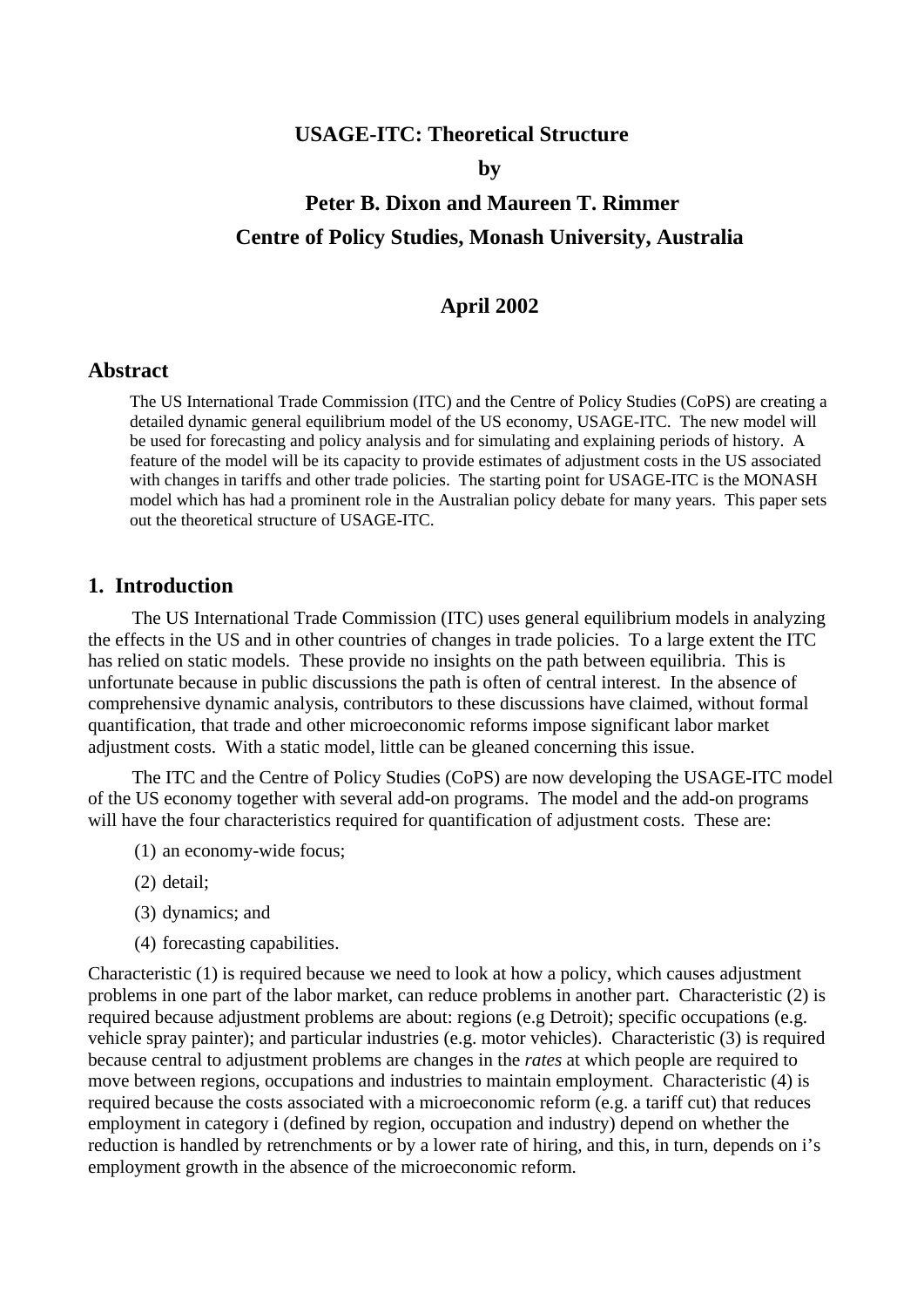# USAGE-ITC: Theoretical Structure

**by**

**Peter B. Dixon and Maureen T. Rimmer**

**Centre of Policy Studies, Monash University, Australia**

**April 2002**

## Abstract

The US International Trade Commission (ITC) and the Centre of Policy Studies (CoPS) are creating a detailed dynamic general equilibrium model of the US economy, USAGE-ITC. The new model will be used for forecasting and policy analysis and for simulating and explaining periods of history. A feature of the model will be its capacity to provide estimates of adjustment costs in the US associated with changes in tariffs and other trade policies. The starting point for USAGE-ITC is the MONASH model which has had a prominent role in the Australian policy debate for many years. This paper sets out the theoretical structure of USAGE-ITC.

## 1. Introduction

The US International Trade Commission (ITC) uses general equilibrium models in analyzing the effects in the US and in other countries of changes in trade policies. To a large extent the ITC has relied on static models. These provide no insights on the path between equilibria. This is unfortunate because in public discussions the path is often of central interest. In the absence of comprehensive dynamic analysis, contributors to these discussions have claimed, without formal quantification, that trade and other microeconomic reforms impose significant labor market adjustment costs. With a static model, little can be gleaned concerning this issue.

The ITC and the Centre of Policy Studies (CoPS) are now developing the USAGE-ITC model of the US economy together with several add-on programs. The model and the add-on programs will have the four characteristics required for quantification of adjustment costs. These are:

(1) an economy-wide focus;

(2) detail;

(3) dynamics; and

(4) forecasting capabilities.

Characteristic (1) is required because we need to look at how a policy, which causes adjustment problems in one part of the labor market, can reduce problems in another part. Characteristic (2) is required because adjustment problems are about: regions (e.g Detroit); specific occupations (e.g. vehicle spray painter); and particular industries (e.g. motor vehicles). Characteristic (3) is required because central to adjustment problems are changes in the *rates* at which people are required to move between regions, occupations and industries to maintain employment. Characteristic (4) is required because the costs associated with a microeconomic reform (e.g. a tariff cut) that reduces employment in category i (defined by region, occupation and industry) depend on whether the reduction is handled by retrenchments or by a lower rate of hiring, and this, in turn, depends on i's employment growth in the absence of the microeconomic reform.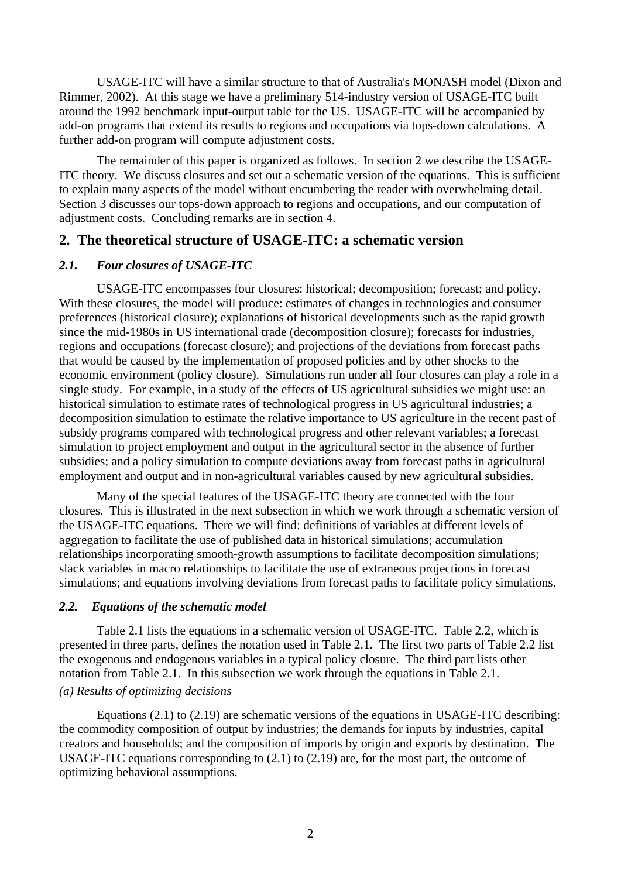USAGE-ITC will have a similar structure to that of Australia's MONASH model (Dixon and Rimmer, 2002). At this stage we have a preliminary 514-industry version of USAGE-ITC built around the 1992 benchmark input-output table for the US. USAGE-ITC will be accompanied by add-on programs that extend its results to regions and occupations via tops-down calculations. A further add-on program will compute adjustment costs.

The remainder of this paper is organized as follows. In section 2 we describe the USAGE-ITC theory. We discuss closures and set out a schematic version of the equations. This is sufficient to explain many aspects of the model without encumbering the reader with overwhelming detail. Section 3 discusses our tops-down approach to regions and occupations, and our computation of adjustment costs. Concluding remarks are in section 4.

## 2. The theoretical structure of USAGE-ITC: a schematic version

### *2.1. Four closures of USAGE-ITC*

USAGE-ITC encompasses four closures: historical; decomposition; forecast; and policy. With these closures, the model will produce: estimates of changes in technologies and consumer preferences (historical closure); explanations of historical developments such as the rapid growth since the mid-1980s in US international trade (decomposition closure); forecasts for industries, regions and occupations (forecast closure); and projections of the deviations from forecast paths that would be caused by the implementation of proposed policies and by other shocks to the economic environment (policy closure). Simulations run under all four closures can play a role in a single study. For example, in a study of the effects of US agricultural subsidies we might use: an historical simulation to estimate rates of technological progress in US agricultural industries; a decomposition simulation to estimate the relative importance to US agriculture in the recent past of subsidy programs compared with technological progress and other relevant variables; a forecast simulation to project employment and output in the agricultural sector in the absence of further subsidies; and a policy simulation to compute deviations away from forecast paths in agricultural employment and output and in non-agricultural variables caused by new agricultural subsidies.

Many of the special features of the USAGE-ITC theory are connected with the four closures. This is illustrated in the next subsection in which we work through a schematic version of the USAGE-ITC equations. There we will find: definitions of variables at different levels of aggregation to facilitate the use of published data in historical simulations; accumulation relationships incorporating smooth-growth assumptions to facilitate decomposition simulations; slack variables in macro relationships to facilitate the use of extraneous projections in forecast simulations; and equations involving deviations from forecast paths to facilitate policy simulations.

### *2.2. Equations of the schematic model*

Table 2.1 lists the equations in a schematic version of USAGE-ITC. Table 2.2, which is presented in three parts, defines the notation used in Table 2.1. The first two parts of Table 2.2 list the exogenous and endogenous variables in a typical policy closure. The third part lists other notation from Table 2.1. In this subsection we work through the equations in Table 2.1.

*(a) Results of optimizing decisions*

Equations (2.1) to (2.19) are schematic versions of the equations in USAGE-ITC describing: the commodity composition of output by industries; the demands for inputs by industries, capital creators and households; and the composition of imports by origin and exports by destination. The USAGE-ITC equations corresponding to (2.1) to (2.19) are, for the most part, the outcome of optimizing behavioral assumptions.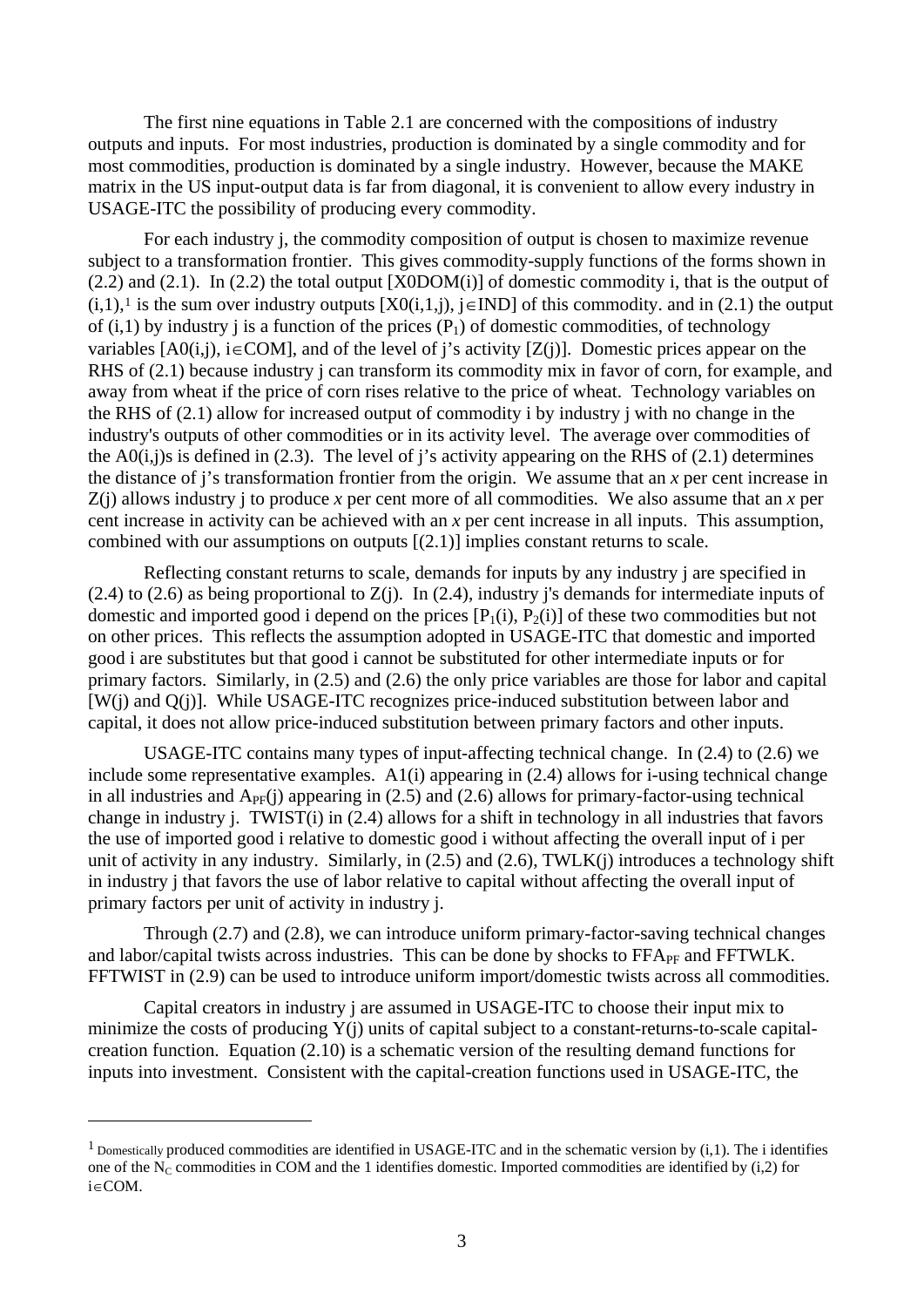The first nine equations in Table 2.1 are concerned with the compositions of industry outputs and inputs. For most industries, production is dominated by a single commodity and for most commodities, production is dominated by a single industry. However, because the MAKE matrix in the US input-output data is far from diagonal, it is convenient to allow every industry in USAGE-ITC the possibility of producing every commodity.

For each industry j, the commodity composition of output is chosen to maximize revenue subject to a transformation frontier. This gives commodity-supply functions of the forms shown in (2.2) and (2.1). In (2.2) the total output [X0DOM(i)] of domestic commodity i, that is the output of (i,1),[1] is the sum over industry outputs [X0(i,1,j), j∈IND] of this commodity. and in (2.1) the output of (i,1) by industry j is a function of the prices ($P_1$) of domestic commodities, of technology variables [A0(i,j), i∈COM], and of the level of j's activity [Z(j)]. Domestic prices appear on the RHS of (2.1) because industry j can transform its commodity mix in favor of corn, for example, and away from wheat if the price of corn rises relative to the price of wheat. Technology variables on the RHS of (2.1) allow for increased output of commodity i by industry j with no change in the industry's outputs of other commodities or in its activity level. The average over commodities of the A0(i,j)s is defined in (2.3). The level of j's activity appearing on the RHS of (2.1) determines the distance of j's transformation frontier from the origin. We assume that an *x* per cent increase in Z(j) allows industry j to produce *x* per cent more of all commodities. We also assume that an *x* per cent increase in activity can be achieved with an *x* per cent increase in all inputs. This assumption, combined with our assumptions on outputs [(2.1)] implies constant returns to scale.

Reflecting constant returns to scale, demands for inputs by any industry j are specified in (2.4) to (2.6) as being proportional to Z(j). In (2.4), industry j's demands for intermediate inputs of domestic and imported good i depend on the prices [$P_1(i)$, $P_2(i)$] of these two commodities but not on other prices. This reflects the assumption adopted in USAGE-ITC that domestic and imported good i are substitutes but that good i cannot be substituted for other intermediate inputs or for primary factors. Similarly, in (2.5) and (2.6) the only price variables are those for labor and capital [W(j) and Q(j)]. While USAGE-ITC recognizes price-induced substitution between labor and capital, it does not allow price-induced substitution between primary factors and other inputs.

USAGE-ITC contains many types of input-affecting technical change. In (2.4) to (2.6) we include some representative examples. A1(i) appearing in (2.4) allows for i-using technical change in all industries and $A_{PF}(j)$ appearing in (2.5) and (2.6) allows for primary-factor-using technical change in industry j. TWIST(i) in (2.4) allows for a shift in technology in all industries that favors the use of imported good i relative to domestic good i without affecting the overall input of i per unit of activity in any industry. Similarly, in (2.5) and (2.6), TWLK(j) introduces a technology shift in industry j that favors the use of labor relative to capital without affecting the overall input of primary factors per unit of activity in industry j.

Through (2.7) and (2.8), we can introduce uniform primary-factor-saving technical changes and labor/capital twists across industries. This can be done by shocks to $FFA_{PF}$ and FFTWLK. FFTWIST in (2.9) can be used to introduce uniform import/domestic twists across all commodities.

Capital creators in industry j are assumed in USAGE-ITC to choose their input mix to minimize the costs of producing Y(j) units of capital subject to a constant-returns-to-scale capital-creation function. Equation (2.10) is a schematic version of the resulting demand functions for inputs into investment. Consistent with the capital-creation functions used in USAGE-ITC, the

---

[1] Domestically produced commodities are identified in USAGE-ITC and in the schematic version by (i,1). The i identifies one of the $N_C$ commodities in COM and the 1 identifies domestic. Imported commodities are identified by (i,2) for i∈COM.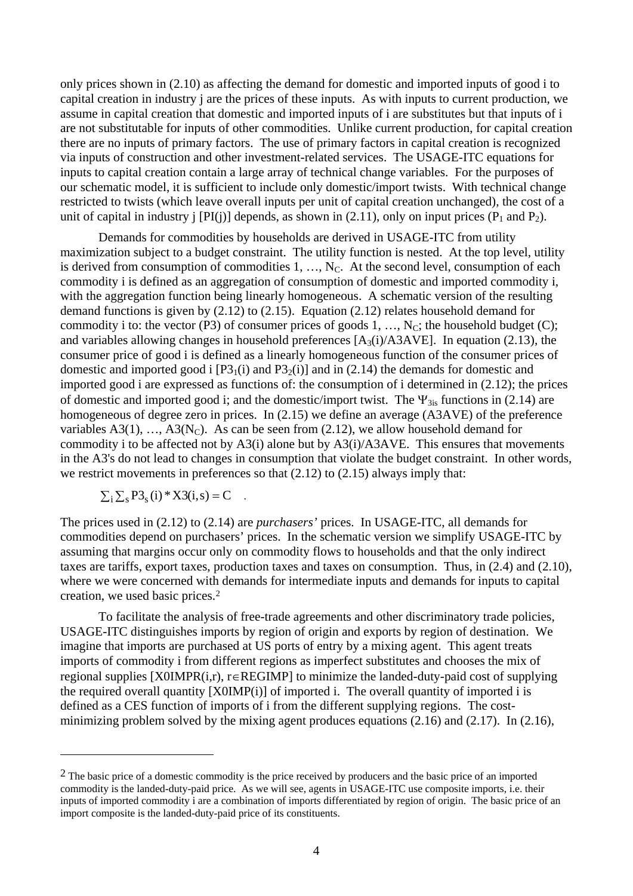only prices shown in (2.10) as affecting the demand for domestic and imported inputs of good i to capital creation in industry j are the prices of these inputs. As with inputs to current production, we assume in capital creation that domestic and imported inputs of i are substitutes but that inputs of i are not substitutable for inputs of other commodities. Unlike current production, for capital creation there are no inputs of primary factors. The use of primary factors in capital creation is recognized via inputs of construction and other investment-related services. The USAGE-ITC equations for inputs to capital creation contain a large array of technical change variables. For the purposes of our schematic model, it is sufficient to include only domestic/import twists. With technical change restricted to twists (which leave overall inputs per unit of capital creation unchanged), the cost of a unit of capital in industry j [PI(j)] depends, as shown in (2.11), only on input prices ($P_1$ and $P_2$).

Demands for commodities by households are derived in USAGE-ITC from utility maximization subject to a budget constraint. The utility function is nested. At the top level, utility is derived from consumption of commodities 1, …, $N_C$. At the second level, consumption of each commodity i is defined as an aggregation of consumption of domestic and imported commodity i, with the aggregation function being linearly homogeneous. A schematic version of the resulting demand functions is given by (2.12) to (2.15). Equation (2.12) relates household demand for commodity i to: the vector (P3) of consumer prices of goods 1, …, $N_C$; the household budget (C); and variables allowing changes in household preferences [$A_3(i)$/A3AVE]. In equation (2.13), the consumer price of good i is defined as a linearly homogeneous function of the consumer prices of domestic and imported good i [$P3_1(i)$ and $P3_2(i)$] and in (2.14) the demands for domestic and imported good i are expressed as functions of: the consumption of i determined in (2.12); the prices of domestic and imported good i; and the domestic/import twist. The $\Psi_{3is}$ functions in (2.14) are homogeneous of degree zero in prices. In (2.15) we define an average (A3AVE) of the preference variables A3(1), …, A3($N_C$). As can be seen from (2.12), we allow household demand for commodity i to be affected not by A3(i) alone but by A3(i)/A3AVE. This ensures that movements in the A3's do not lead to changes in consumption that violate the budget constraint. In other words, we restrict movements in preferences so that (2.12) to (2.15) always imply that:

$$\sum_i \sum_s P3_s(i) * X3(i,s) = C \quad .$$

The prices used in (2.12) to (2.14) are *purchasers'* prices. In USAGE-ITC, all demands for commodities depend on purchasers' prices. In the schematic version we simplify USAGE-ITC by assuming that margins occur only on commodity flows to households and that the only indirect taxes are tariffs, export taxes, production taxes and taxes on consumption. Thus, in (2.4) and (2.10), where we were concerned with demands for intermediate inputs and demands for inputs to capital creation, we used basic prices.[2]

To facilitate the analysis of free-trade agreements and other discriminatory trade policies, USAGE-ITC distinguishes imports by region of origin and exports by region of destination. We imagine that imports are purchased at US ports of entry by a mixing agent. This agent treats imports of commodity i from different regions as imperfect substitutes and chooses the mix of regional supplies [X0IMPR(i,r), r$\in$REGIMP] to minimize the landed-duty-paid cost of supplying the required overall quantity [X0IMP(i)] of imported i. The overall quantity of imported i is defined as a CES function of imports of i from the different supplying regions. The cost-minimizing problem solved by the mixing agent produces equations (2.16) and (2.17). In (2.16),

---

[2] The basic price of a domestic commodity is the price received by producers and the basic price of an imported commodity is the landed-duty-paid price. As we will see, agents in USAGE-ITC use composite imports, i.e. their inputs of imported commodity i are a combination of imports differentiated by region of origin. The basic price of an import composite is the landed-duty-paid price of its constituents.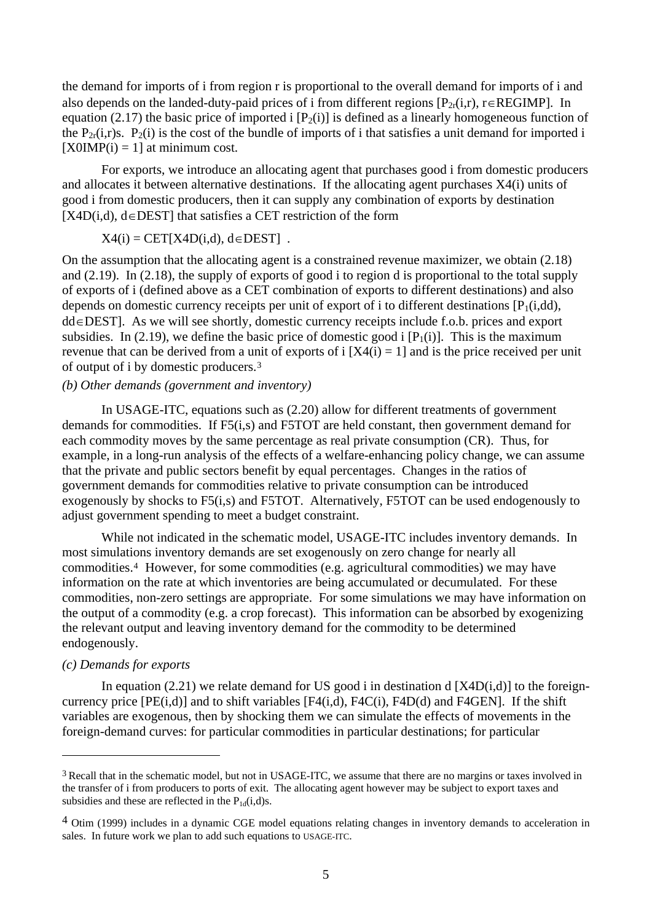the demand for imports of i from region r is proportional to the overall demand for imports of i and also depends on the landed-duty-paid prices of i from different regions [$P_{2r}(i,r)$, $r \in$ REGIMP]. In equation (2.17) the basic price of imported i [$P_2(i)$] is defined as a linearly homogeneous function of the $P_{2r}(i,r)$s. $P_2(i)$ is the cost of the bundle of imports of i that satisfies a unit demand for imported i [X0IMP(i) = 1] at minimum cost.

For exports, we introduce an allocating agent that purchases good i from domestic producers and allocates it between alternative destinations. If the allocating agent purchases X4(i) units of good i from domestic producers, then it can supply any combination of exports by destination [X4D(i,d), $d \in$ DEST] that satisfies a CET restriction of the form

$$X4(i) = \text{CET}[X4D(i,d),\ d \in \text{DEST}] \ .$$

On the assumption that the allocating agent is a constrained revenue maximizer, we obtain (2.18) and (2.19). In (2.18), the supply of exports of good i to region d is proportional to the total supply of exports of i (defined above as a CET combination of exports to different destinations) and also depends on domestic currency receipts per unit of export of i to different destinations [$P_1(i,dd)$, $dd \in$ DEST]. As we will see shortly, domestic currency receipts include f.o.b. prices and export subsidies. In (2.19), we define the basic price of domestic good i [$P_1(i)$]. This is the maximum revenue that can be derived from a unit of exports of i [X4(i) = 1] and is the price received per unit of output of i by domestic producers.[3]

*(b) Other demands (government and inventory)*

In USAGE-ITC, equations such as (2.20) allow for different treatments of government demands for commodities. If F5(i,s) and F5TOT are held constant, then government demand for each commodity moves by the same percentage as real private consumption (CR). Thus, for example, in a long-run analysis of the effects of a welfare-enhancing policy change, we can assume that the private and public sectors benefit by equal percentages. Changes in the ratios of government demands for commodities relative to private consumption can be introduced exogenously by shocks to F5(i,s) and F5TOT. Alternatively, F5TOT can be used endogenously to adjust government spending to meet a budget constraint.

While not indicated in the schematic model, USAGE-ITC includes inventory demands. In most simulations inventory demands are set exogenously on zero change for nearly all commodities.[4] However, for some commodities (e.g. agricultural commodities) we may have information on the rate at which inventories are being accumulated or decumulated. For these commodities, non-zero settings are appropriate. For some simulations we may have information on the output of a commodity (e.g. a crop forecast). This information can be absorbed by exogenizing the relevant output and leaving inventory demand for the commodity to be determined endogenously.

*(c) Demands for exports*

In equation (2.21) we relate demand for US good i in destination d [X4D(i,d)] to the foreign-currency price [PE(i,d)] and to shift variables [F4(i,d), F4C(i), F4D(d) and F4GEN]. If the shift variables are exogenous, then by shocking them we can simulate the effects of movements in the foreign-demand curves: for particular commodities in particular destinations; for particular

---

[3] Recall that in the schematic model, but not in USAGE-ITC, we assume that there are no margins or taxes involved in the transfer of i from producers to ports of exit. The allocating agent however may be subject to export taxes and subsidies and these are reflected in the $P_{1d}(i,d)$s.

[4] Otim (1999) includes in a dynamic CGE model equations relating changes in inventory demands to acceleration in sales. In future work we plan to add such equations to USAGE-ITC.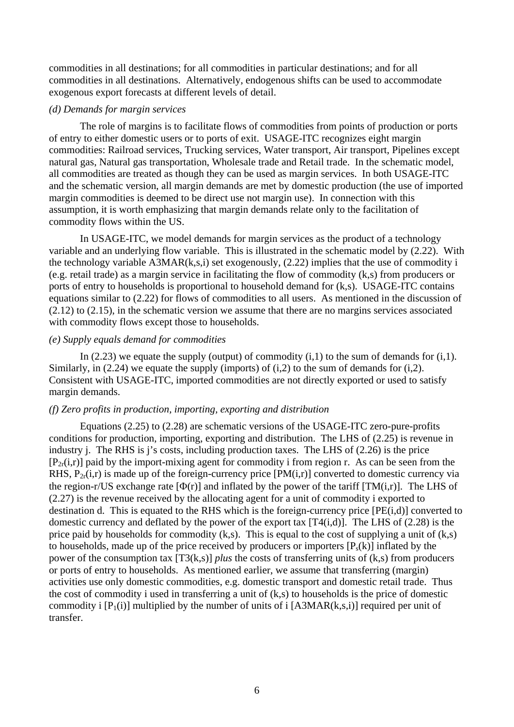commodities in all destinations; for all commodities in particular destinations; and for all commodities in all destinations. Alternatively, endogenous shifts can be used to accommodate exogenous export forecasts at different levels of detail.

*(d) Demands for margin services*

The role of margins is to facilitate flows of commodities from points of production or ports of entry to either domestic users or to ports of exit. USAGE-ITC recognizes eight margin commodities: Railroad services, Trucking services, Water transport, Air transport, Pipelines except natural gas, Natural gas transportation, Wholesale trade and Retail trade. In the schematic model, all commodities are treated as though they can be used as margin services. In both USAGE-ITC and the schematic version, all margin demands are met by domestic production (the use of imported margin commodities is deemed to be direct use not margin use). In connection with this assumption, it is worth emphasizing that margin demands relate only to the facilitation of commodity flows within the US.

In USAGE-ITC, we model demands for margin services as the product of a technology variable and an underlying flow variable. This is illustrated in the schematic model by (2.22). With the technology variable A3MAR(k,s,i) set exogenously, (2.22) implies that the use of commodity i (e.g. retail trade) as a margin service in facilitating the flow of commodity (k,s) from producers or ports of entry to households is proportional to household demand for (k,s). USAGE-ITC contains equations similar to (2.22) for flows of commodities to all users. As mentioned in the discussion of (2.12) to (2.15), in the schematic version we assume that there are no margins services associated with commodity flows except those to households.

*(e) Supply equals demand for commodities*

In (2.23) we equate the supply (output) of commodity (i,1) to the sum of demands for (i,1). Similarly, in (2.24) we equate the supply (imports) of (i,2) to the sum of demands for (i,2). Consistent with USAGE-ITC, imported commodities are not directly exported or used to satisfy margin demands.

*(f) Zero profits in production, importing, exporting and distribution*

Equations (2.25) to (2.28) are schematic versions of the USAGE-ITC zero-pure-profits conditions for production, importing, exporting and distribution. The LHS of (2.25) is revenue in industry j. The RHS is j's costs, including production taxes. The LHS of (2.26) is the price [$P_{2r}(i,r)$] paid by the import-mixing agent for commodity i from region r. As can be from the RHS, $P_{2r}(i,r)$ is made up of the foreign-currency price [PM(i,r)] converted to domestic currency via the region-r/US exchange rate [$\Phi(r)$] and inflated by the power of the tariff [TM(i,r)]. The LHS of (2.27) is the revenue received by the allocating agent for a unit of commodity i exported to destination d. This is equated to the RHS which is the foreign-currency price [PE(i,d)] converted to domestic currency and deflated by the power of the export tax [T4(i,d)]. The LHS of (2.28) is the price paid by households for commodity (k,s). This is equal to the cost of supplying a unit of (k,s) to households, made up of the price received by producers or importers [$P_s(k)$] inflated by the power of the consumption tax [T3(k,s)] *plus* the costs of transferring units of (k,s) from producers or ports of entry to households. As mentioned earlier, we assume that transferring (margin) activities use only domestic commodities, e.g. domestic transport and domestic retail trade. Thus the cost of commodity i used in transferring a unit of (k,s) to households is the price of domestic commodity i [$P_1(i)$] multiplied by the number of units of i [A3MAR(k,s,i)] required per unit of transfer.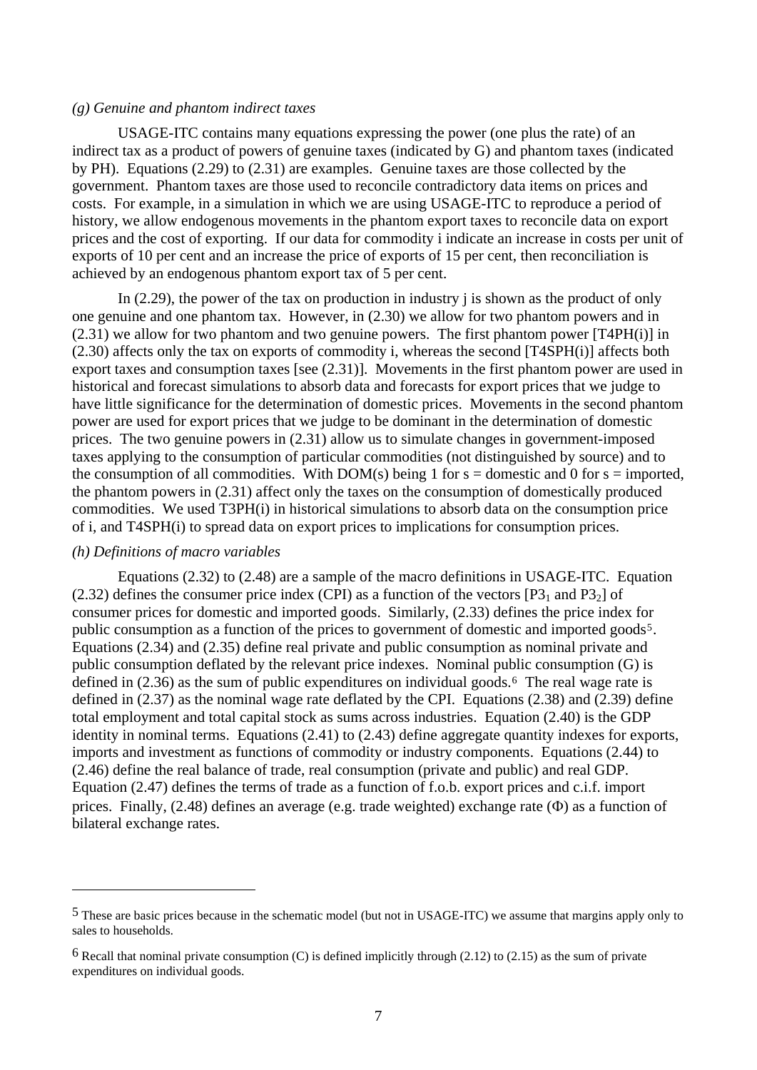*(g) Genuine and phantom indirect taxes*

USAGE-ITC contains many equations expressing the power (one plus the rate) of an indirect tax as a product of powers of genuine taxes (indicated by G) and phantom taxes (indicated by PH). Equations (2.29) to (2.31) are examples. Genuine taxes are those collected by the government. Phantom taxes are those used to reconcile contradictory data items on prices and costs. For example, in a simulation in which we are using USAGE-ITC to reproduce a period of history, we allow endogenous movements in the phantom export taxes to reconcile data on export prices and the cost of exporting. If our data for commodity i indicate an increase in costs per unit of exports of 10 per cent and an increase the price of exports of 15 per cent, then reconciliation is achieved by an endogenous phantom export tax of 5 per cent.

In (2.29), the power of the tax on production in industry j is shown as the product of only one genuine and one phantom tax. However, in (2.30) we allow for two phantom powers and in (2.31) we allow for two phantom and two genuine powers. The first phantom power [T4PH(i)] in (2.30) affects only the tax on exports of commodity i, whereas the second [T4SPH(i)] affects both export taxes and consumption taxes [see (2.31)]. Movements in the first phantom power are used in historical and forecast simulations to absorb data and forecasts for export prices that we judge to have little significance for the determination of domestic prices. Movements in the second phantom power are used for export prices that we judge to be dominant in the determination of domestic prices. The two genuine powers in (2.31) allow us to simulate changes in government-imposed taxes applying to the consumption of particular commodities (not distinguished by source) and to the consumption of all commodities. With DOM(s) being 1 for s = domestic and 0 for s = imported, the phantom powers in (2.31) affect only the taxes on the consumption of domestically produced commodities. We used T3PH(i) in historical simulations to absorb data on the consumption price of i, and T4SPH(i) to spread data on export prices to implications for consumption prices.

*(h) Definitions of macro variables*

Equations (2.32) to (2.48) are a sample of the macro definitions in USAGE-ITC. Equation (2.32) defines the consumer price index (CPI) as a function of the vectors [$P3_1$ and $P3_2$] of consumer prices for domestic and imported goods. Similarly, (2.33) defines the price index for public consumption as a function of the prices to government of domestic and imported goods[5]. Equations (2.34) and (2.35) define real private and public consumption as nominal private and public consumption deflated by the relevant price indexes. Nominal public consumption (G) is defined in (2.36) as the sum of public expenditures on individual goods.[6] The real wage rate is defined in (2.37) as the nominal wage rate deflated by the CPI. Equations (2.38) and (2.39) define total employment and total capital stock as sums across industries. Equation (2.40) is the GDP identity in nominal terms. Equations (2.41) to (2.43) define aggregate quantity indexes for exports, imports and investment as functions of commodity or industry components. Equations (2.44) to (2.46) define the real balance of trade, real consumption (private and public) and real GDP. Equation (2.47) defines the terms of trade as a function of f.o.b. export prices and c.i.f. import prices. Finally, (2.48) defines an average (e.g. trade weighted) exchange rate ($\Phi$) as a function of bilateral exchange rates.

---

[5] These are basic prices because in the schematic model (but not in USAGE-ITC) we assume that margins apply only to sales to households.

[6] Recall that nominal private consumption (C) is defined implicitly through (2.12) to (2.15) as the sum of private expenditures on individual goods.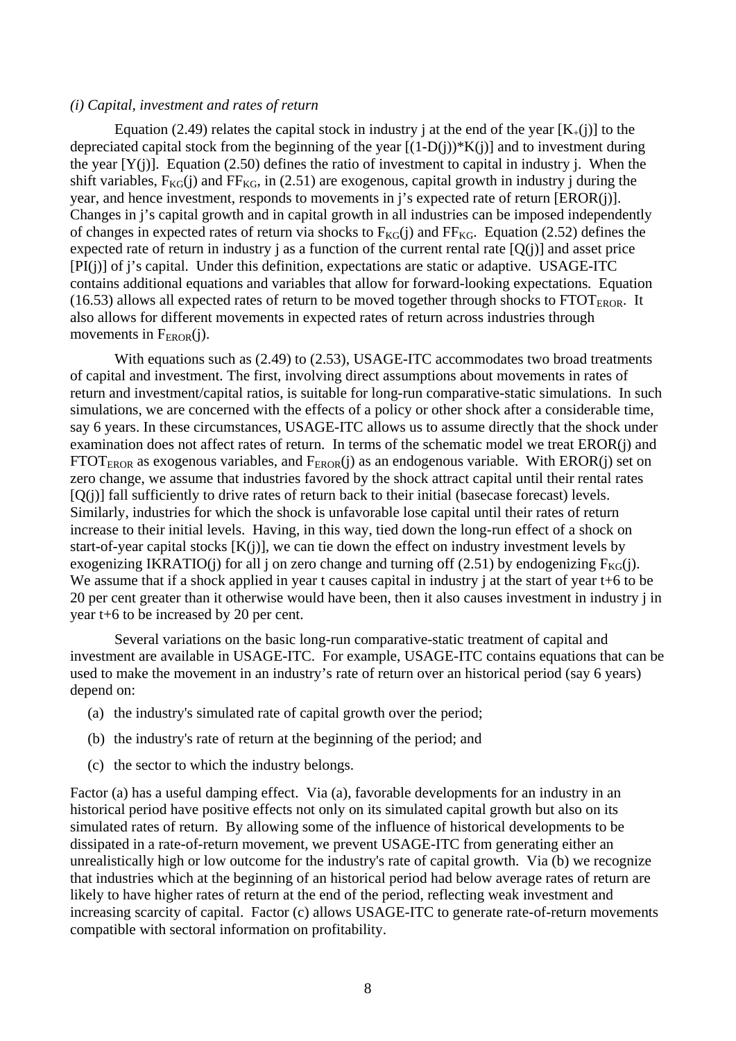*(i) Capital, investment and rates of return*

Equation (2.49) relates the capital stock in industry j at the end of the year [$K_+(j)$] to the depreciated capital stock from the beginning of the year [$(1-D(j))*K(j)$] and to investment during the year [$Y(j)$]. Equation (2.50) defines the ratio of investment to capital in industry j. When the shift variables, $F_{KG}(j)$ and $FF_{KG}$, in (2.51) are exogenous, capital growth in industry j during the year, and hence investment, responds to movements in j's expected rate of return [EROR(j)]. Changes in j's capital growth and in capital growth in all industries can be imposed independently of changes in expected rates of return via shocks to $F_{KG}(j)$ and $FF_{KG}$. Equation (2.52) defines the expected rate of return in industry j as a function of the current rental rate [Q(j)] and asset price [PI(j)] of j's capital. Under this definition, expectations are static or adaptive. USAGE-ITC contains additional equations and variables that allow for forward-looking expectations. Equation (16.53) allows all expected rates of return to be moved together through shocks to $FTOT_{EROR}$. It also allows for different movements in expected rates of return across industries through movements in $F_{EROR}(j)$.

With equations such as (2.49) to (2.53), USAGE-ITC accommodates two broad treatments of capital and investment. The first, involving direct assumptions about movements in rates of return and investment/capital ratios, is suitable for long-run comparative-static simulations. In such simulations, we are concerned with the effects of a policy or other shock after a considerable time, say 6 years. In these circumstances, USAGE-ITC allows us to assume directly that the shock under examination does not affect rates of return. In terms of the schematic model we treat EROR(j) and $FTOT_{EROR}$ as exogenous variables, and $F_{EROR}(j)$ as an endogenous variable. With EROR(j) set on zero change, we assume that industries favored by the shock attract capital until their rental rates [Q(j)] fall sufficiently to drive rates of return back to their initial (basecase forecast) levels. Similarly, industries for which the shock is unfavorable lose capital until their rates of return increase to their initial levels. Having, in this way, tied down the long-run effect of a shock on start-of-year capital stocks [K(j)], we can tie down the effect on industry investment levels by exogenizing IKRATIO(j) for all j on zero change and turning off (2.51) by endogenizing $F_{KG}(j)$. We assume that if a shock applied in year t causes capital in industry j at the start of year t+6 to be 20 per cent greater than it otherwise would have been, then it also causes investment in industry j in year t+6 to be increased by 20 per cent.

Several variations on the basic long-run comparative-static treatment of capital and investment are available in USAGE-ITC. For example, USAGE-ITC contains equations that can be used to make the movement in an industry's rate of return over an historical period (say 6 years) depend on:

(a) the industry's simulated rate of capital growth over the period;

(b) the industry's rate of return at the beginning of the period; and

(c) the sector to which the industry belongs.

Factor (a) has a useful damping effect. Via (a), favorable developments for an industry in an historical period have positive effects not only on its simulated capital growth but also on its simulated rates of return. By allowing some of the influence of historical developments to be dissipated in a rate-of-return movement, we prevent USAGE-ITC from generating either an unrealistically high or low outcome for the industry's rate of capital growth. Via (b) we recognize that industries which at the beginning of an historical period had below average rates of return are likely to have higher rates of return at the end of the period, reflecting weak investment and increasing scarcity of capital. Factor (c) allows USAGE-ITC to generate rate-of-return movements compatible with sectoral information on profitability.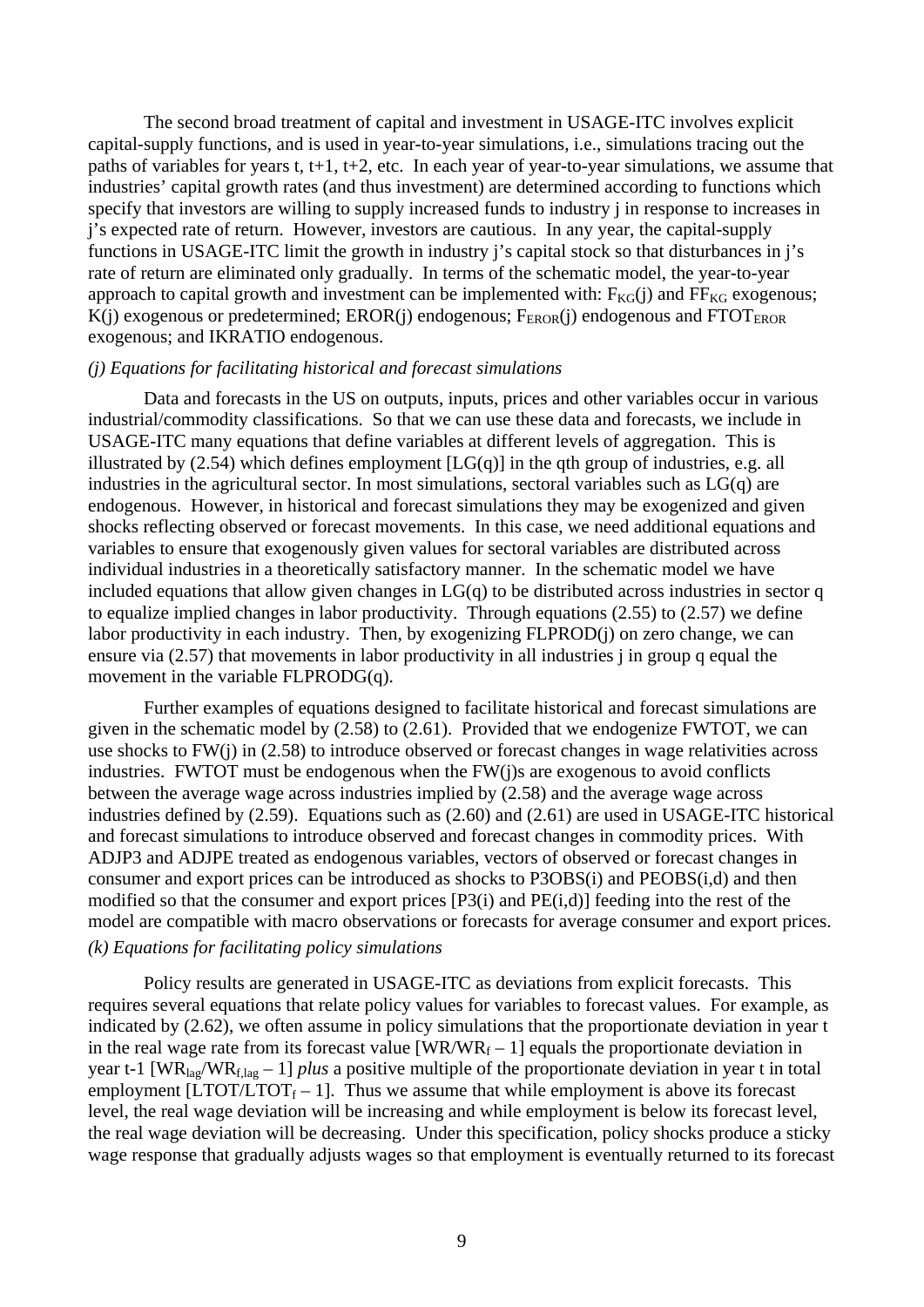The second broad treatment of capital and investment in USAGE-ITC involves explicit capital-supply functions, and is used in year-to-year simulations, i.e., simulations tracing out the paths of variables for years t, t+1, t+2, etc. In each year of year-to-year simulations, we assume that industries' capital growth rates (and thus investment) are determined according to functions which specify that investors are willing to supply increased funds to industry j in response to increases in j's expected rate of return. However, investors are cautious. In any year, the capital-supply functions in USAGE-ITC limit the growth in industry j's capital stock so that disturbances in j's rate of return are eliminated only gradually. In terms of the schematic model, the year-to-year approach to capital growth and investment can be implemented with: $F_{KG}(j)$ and $FF_{KG}$ exogenous; K(j) exogenous or predetermined; EROR(j) endogenous; $F_{EROR}(j)$ endogenous and $FTOT_{EROR}$ exogenous; and IKRATIO endogenous.

*(j) Equations for facilitating historical and forecast simulations*

Data and forecasts in the US on outputs, inputs, prices and other variables occur in various industrial/commodity classifications. So that we can use these data and forecasts, we include in USAGE-ITC many equations that define variables at different levels of aggregation. This is illustrated by (2.54) which defines employment [LG(q)] in the qth group of industries, e.g. all industries in the agricultural sector. In most simulations, sectoral variables such as LG(q) are endogenous. However, in historical and forecast simulations they may be exogenized and given shocks reflecting observed or forecast movements. In this case, we need additional equations and variables to ensure that exogenously given values for sectoral variables are distributed across individual industries in a theoretically satisfactory manner. In the schematic model we have included equations that allow given changes in LG(q) to be distributed across industries in sector q to equalize implied changes in labor productivity. Through equations (2.55) to (2.57) we define labor productivity in each industry. Then, by exogenizing FLPROD(j) on zero change, we can ensure via (2.57) that movements in labor productivity in all industries j in group q equal the movement in the variable FLPRODG(q).

Further examples of equations designed to facilitate historical and forecast simulations are given in the schematic model by (2.58) to (2.61). Provided that we endogenize FWTOT, we can use shocks to FW(j) in (2.58) to introduce observed or forecast changes in wage relativities across industries. FWTOT must be endogenous when the FW(j)s are exogenous to avoid conflicts between the average wage across industries implied by (2.58) and the average wage across industries defined by (2.59). Equations such as (2.60) and (2.61) are used in USAGE-ITC historical and forecast simulations to introduce observed and forecast changes in commodity prices. With ADJP3 and ADJPE treated as endogenous variables, vectors of observed or forecast changes in consumer and export prices can be introduced as shocks to P3OBS(i) and PEOBS(i,d) and then modified so that the consumer and export prices [P3(i) and PE(i,d)] feeding into the rest of the model are compatible with macro observations or forecasts for average consumer and export prices.

*(k) Equations for facilitating policy simulations*

Policy results are generated in USAGE-ITC as deviations from explicit forecasts. This requires several equations that relate policy values for variables to forecast values. For example, as indicated by (2.62), we often assume in policy simulations that the proportionate deviation in year t in the real wage rate from its forecast value [$WR/WR_f - 1$] equals the proportionate deviation in year t-1 [$WR_{lag}/WR_{f,lag} - 1$] *plus* a positive multiple of the proportionate deviation in year t in total employment [$LTOT/LTOT_f - 1$]. Thus we assume that while employment is above its forecast level, the real wage deviation will be increasing and while employment is below its forecast level, the real wage deviation will be decreasing. Under this specification, policy shocks produce a sticky wage response that gradually adjusts wages so that employment is eventually returned to its forecast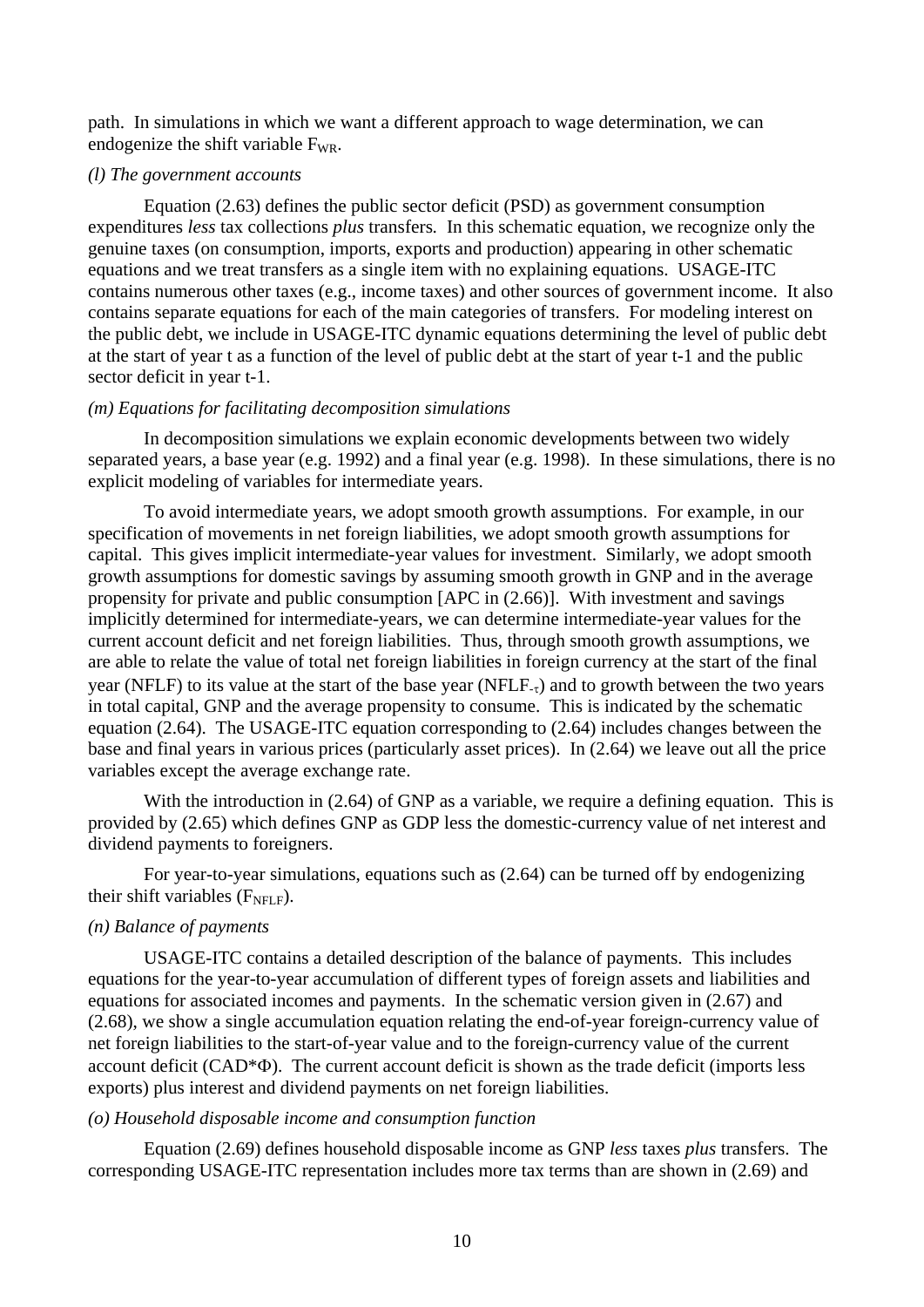path. In simulations in which we want a different approach to wage determination, we can endogenize the shift variable $F_{WR}$.

*(l) The government accounts*

Equation (2.63) defines the public sector deficit (PSD) as government consumption expenditures *less* tax collections *plus* transfers. In this schematic equation, we recognize only the genuine taxes (on consumption, imports, exports and production) appearing in other schematic equations and we treat transfers as a single item with no explaining equations. USAGE-ITC contains numerous other taxes (e.g., income taxes) and other sources of government income. It also contains separate equations for each of the main categories of transfers. For modeling interest on the public debt, we include in USAGE-ITC dynamic equations determining the level of public debt at the start of year t as a function of the level of public debt at the start of year t-1 and the public sector deficit in year t-1.

*(m) Equations for facilitating decomposition simulations*

In decomposition simulations we explain economic developments between two widely separated years, a base year (e.g. 1992) and a final year (e.g. 1998). In these simulations, there is no explicit modeling of variables for intermediate years.

To avoid intermediate years, we adopt smooth growth assumptions. For example, in our specification of movements in net foreign liabilities, we adopt smooth growth assumptions for capital. This gives implicit intermediate-year values for investment. Similarly, we adopt smooth growth assumptions for domestic savings by assuming smooth growth in GNP and in the average propensity for private and public consumption [APC in (2.66)]. With investment and savings implicitly determined for intermediate-years, we can determine intermediate-year values for the current account deficit and net foreign liabilities. Thus, through smooth growth assumptions, we are able to relate the value of total net foreign liabilities in foreign currency at the start of the final year (NFLF) to its value at the start of the base year ($NFLF_{-\tau}$) and to growth between the two years in total capital, GNP and the average propensity to consume. This is indicated by the schematic equation (2.64). The USAGE-ITC equation corresponding to (2.64) includes changes between the base and final years in various prices (particularly asset prices). In (2.64) we leave out all the price variables except the average exchange rate.

With the introduction in (2.64) of GNP as a variable, we require a defining equation. This is provided by (2.65) which defines GNP as GDP less the domestic-currency value of net interest and dividend payments to foreigners.

For year-to-year simulations, equations such as (2.64) can be turned off by endogenizing their shift variables ($F_{NFLF}$).

*(n) Balance of payments*

USAGE-ITC contains a detailed description of the balance of payments. This includes equations for the year-to-year accumulation of different types of foreign assets and liabilities and equations for associated incomes and payments. In the schematic version given in (2.67) and (2.68), we show a single accumulation equation relating the end-of-year foreign-currency value of net foreign liabilities to the start-of-year value and to the foreign-currency value of the current account deficit ($CAD*\Phi$). The current account deficit is shown as the trade deficit (imports less exports) plus interest and dividend payments on net foreign liabilities.

*(o) Household disposable income and consumption function*

Equation (2.69) defines household disposable income as GNP *less* taxes *plus* transfers. The corresponding USAGE-ITC representation includes more tax terms than are shown in (2.69) and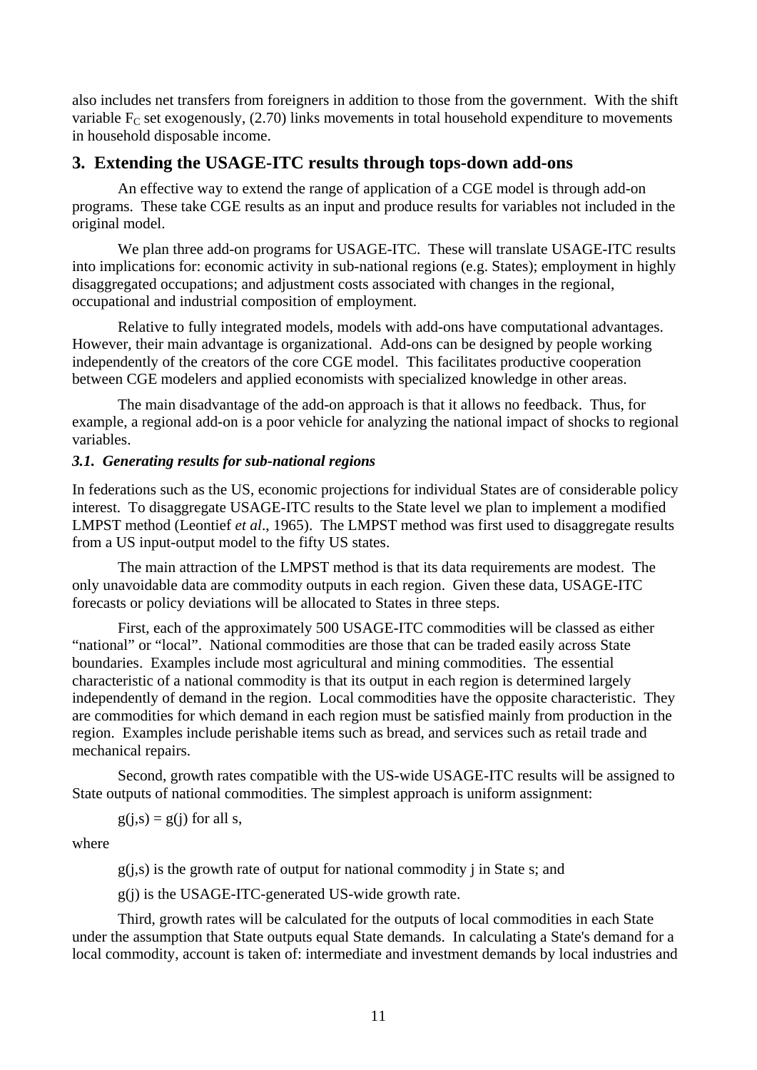also includes net transfers from foreigners in addition to those from the government. With the shift variable $F_C$ set exogenously, (2.70) links movements in total household expenditure to movements in household disposable income.

## 3. Extending the USAGE-ITC results through tops-down add-ons

An effective way to extend the range of application of a CGE model is through add-on programs. These take CGE results as an input and produce results for variables not included in the original model.

We plan three add-on programs for USAGE-ITC. These will translate USAGE-ITC results into implications for: economic activity in sub-national regions (e.g. States); employment in highly disaggregated occupations; and adjustment costs associated with changes in the regional, occupational and industrial composition of employment.

Relative to fully integrated models, models with add-ons have computational advantages. However, their main advantage is organizational. Add-ons can be designed by people working independently of the creators of the core CGE model. This facilitates productive cooperation between CGE modelers and applied economists with specialized knowledge in other areas.

The main disadvantage of the add-on approach is that it allows no feedback. Thus, for example, a regional add-on is a poor vehicle for analyzing the national impact of shocks to regional variables.

### *3.1. Generating results for sub-national regions*

In federations such as the US, economic projections for individual States are of considerable policy interest. To disaggregate USAGE-ITC results to the State level we plan to implement a modified LMPST method (Leontief *et al*., 1965). The LMPST method was first used to disaggregate results from a US input-output model to the fifty US states.

The main attraction of the LMPST method is that its data requirements are modest. The only unavoidable data are commodity outputs in each region. Given these data, USAGE-ITC forecasts or policy deviations will be allocated to States in three steps.

First, each of the approximately 500 USAGE-ITC commodities will be classed as either "national" or "local". National commodities are those that can be traded easily across State boundaries. Examples include most agricultural and mining commodities. The essential characteristic of a national commodity is that its output in each region is determined largely independently of demand in the region. Local commodities have the opposite characteristic. They are commodities for which demand in each region must be satisfied mainly from production in the region. Examples include perishable items such as bread, and services such as retail trade and mechanical repairs.

Second, growth rates compatible with the US-wide USAGE-ITC results will be assigned to State outputs of national commodities. The simplest approach is uniform assignment:

$g(j,s) = g(j)$ for all s,

where

$g(j,s)$ is the growth rate of output for national commodity j in State s; and

$g(j)$ is the USAGE-ITC-generated US-wide growth rate.

Third, growth rates will be calculated for the outputs of local commodities in each State under the assumption that State outputs equal State demands. In calculating a State's demand for a local commodity, account is taken of: intermediate and investment demands by local industries and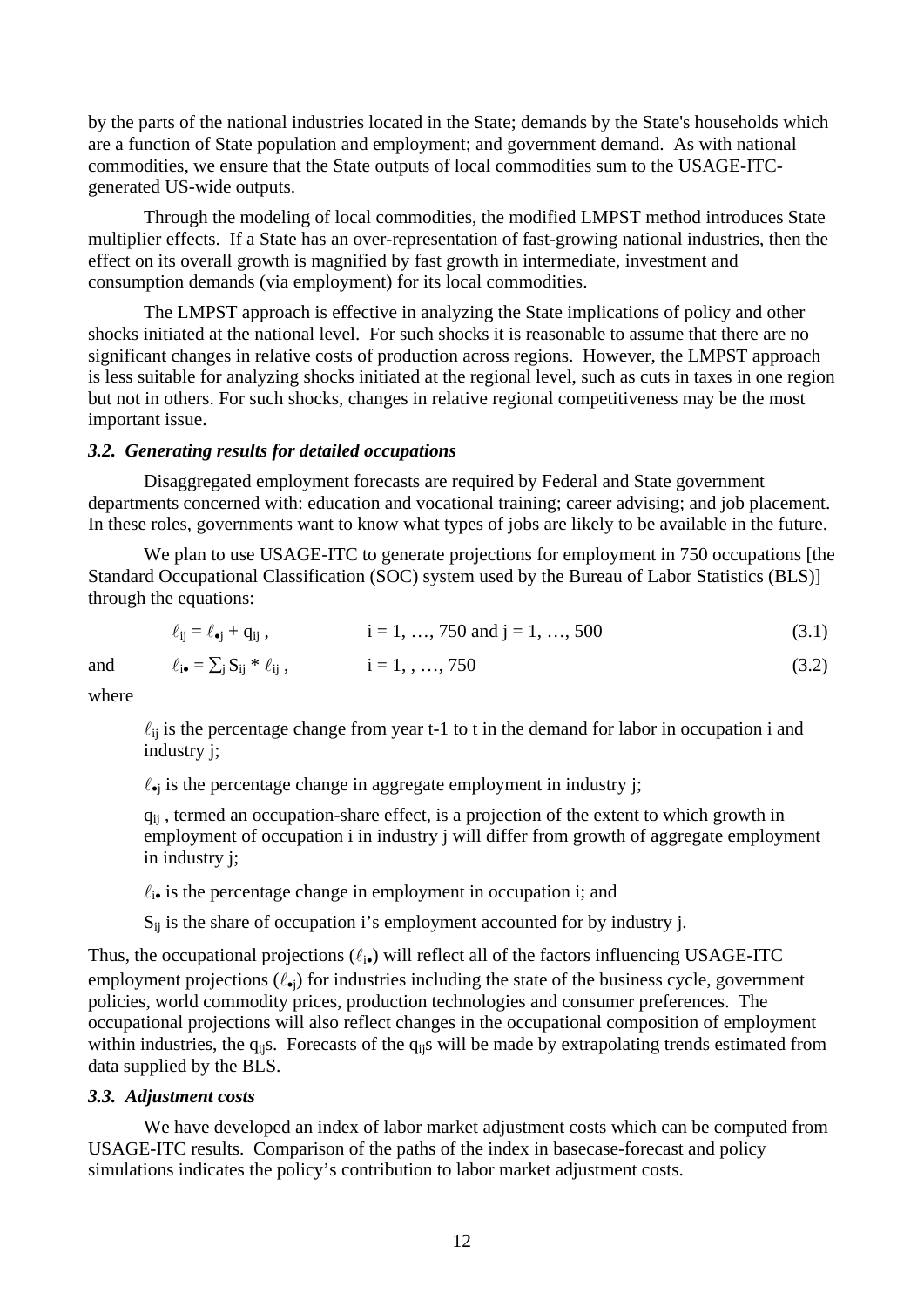by the parts of the national industries located in the State; demands by the State's households which are a function of State population and employment; and government demand. As with national commodities, we ensure that the State outputs of local commodities sum to the USAGE-ITC-generated US-wide outputs.

Through the modeling of local commodities, the modified LMPST method introduces State multiplier effects. If a State has an over-representation of fast-growing national industries, then the effect on its overall growth is magnified by fast growth in intermediate, investment and consumption demands (via employment) for its local commodities.

The LMPST approach is effective in analyzing the State implications of policy and other shocks initiated at the national level. For such shocks it is reasonable to assume that there are no significant changes in relative costs of production across regions. However, the LMPST approach is less suitable for analyzing shocks initiated at the regional level, such as cuts in taxes in one region but not in others. For such shocks, changes in relative regional competitiveness may be the most important issue.

### *3.2. Generating results for detailed occupations*

Disaggregated employment forecasts are required by Federal and State government departments concerned with: education and vocational training; career advising; and job placement. In these roles, governments want to know what types of jobs are likely to be available in the future.

We plan to use USAGE-ITC to generate projections for employment in 750 occupations [the Standard Occupational Classification (SOC) system used by the Bureau of Labor Statistics (BLS)] through the equations:

$$\ell_{ij} = \ell_{\bullet j} + q_{ij} , \qquad i = 1, \ldots, 750 \text{ and } j = 1, \ldots, 500 \tag{3.1}$$

and

$$\ell_{i\bullet} = \sum_j S_{ij} * \ell_{ij} , \qquad i = 1, , \ldots, 750 \tag{3.2}$$

where

$\ell_{ij}$ is the percentage change from year t-1 to t in the demand for labor in occupation i and industry j;

$\ell_{\bullet j}$ is the percentage change in aggregate employment in industry j;

$q_{ij}$ , termed an occupation-share effect, is a projection of the extent to which growth in employment of occupation i in industry j will differ from growth of aggregate employment in industry j;

$\ell_{i\bullet}$ is the percentage change in employment in occupation i; and

$S_{ij}$ is the share of occupation i's employment accounted for by industry j.

Thus, the occupational projections ($\ell_{i\bullet}$) will reflect all of the factors influencing USAGE-ITC employment projections ($\ell_{\bullet j}$) for industries including the state of the business cycle, government policies, world commodity prices, production technologies and consumer preferences. The occupational projections will also reflect changes in the occupational composition of employment within industries, the $q_{ij}$s. Forecasts of the $q_{ij}$s will be made by extrapolating trends estimated from data supplied by the BLS.

### *3.3. Adjustment costs*

We have developed an index of labor market adjustment costs which can be computed from USAGE-ITC results. Comparison of the paths of the index in basecase-forecast and policy simulations indicates the policy's contribution to labor market adjustment costs.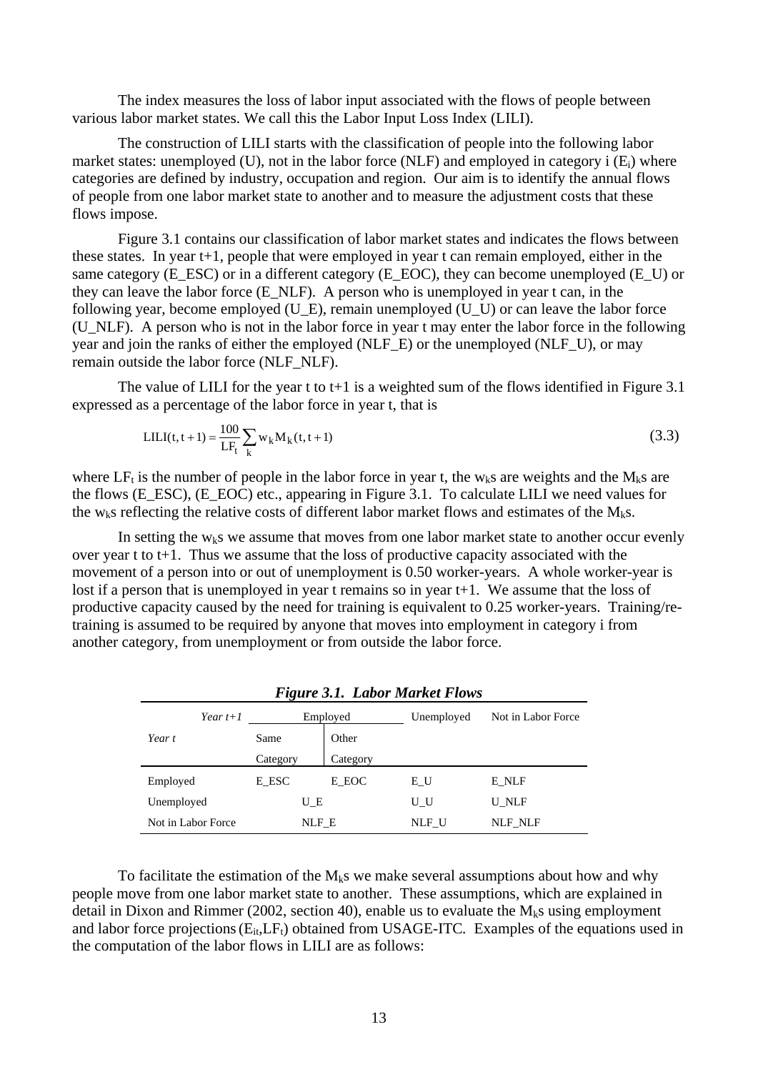The index measures the loss of labor input associated with the flows of people between various labor market states. We call this the Labor Input Loss Index (LILI).

The construction of LILI starts with the classification of people into the following labor market states: unemployed (U), not in the labor force (NLF) and employed in category i ($E_i$) where categories are defined by industry, occupation and region. Our aim is to identify the annual flows of people from one labor market state to another and to measure the adjustment costs that these flows impose.

Figure 3.1 contains our classification of labor market states and indicates the flows between these states. In year t+1, people that were employed in year t can remain employed, either in the same category (E_ESC) or in a different category (E_EOC), they can become unemployed (E_U) or they can leave the labor force (E_NLF). A person who is unemployed in year t can, in the following year, become employed (U_E), remain unemployed (U_U) or can leave the labor force (U_NLF). A person who is not in the labor force in year t may enter the labor force in the following year and join the ranks of either the employed (NLF_E) or the unemployed (NLF_U), or may remain outside the labor force (NLF_NLF).

The value of LILI for the year t to t+1 is a weighted sum of the flows identified in Figure 3.1 expressed as a percentage of the labor force in year t, that is

$$\text{LILI}(t, t+1) = \frac{100}{\text{LF}_t} \sum_k w_k M_k(t, t+1) \tag{3.3}$$

where $LF_t$ is the number of people in the labor force in year t, the $w_k$s are weights and the $M_k$s are the flows (E_ESC), (E_EOC) etc., appearing in Figure 3.1. To calculate LILI we need values for the $w_k$s reflecting the relative costs of different labor market flows and estimates of the $M_k$s.

In setting the $w_k$s we assume that moves from one labor market state to another occur evenly over year t to t+1. Thus we assume that the loss of productive capacity associated with the movement of a person into or out of unemployment is 0.50 worker-years. A whole worker-year is lost if a person that is unemployed in year t remains so in year t+1. We assume that the loss of productive capacity caused by the need for training is equivalent to 0.25 worker-years. Training/re-training is assumed to be required by anyone that moves into employment in category i from another category, from unemployment or from outside the labor force.

***Figure 3.1. Labor Market Flows***

| *Year t+1* / *Year t* | Employed: Same Category | Employed: Other Category | Unemployed | Not in Labor Force |
|---|---|---|---|---|
| Employed | E_ESC | E_EOC | E_U | E_NLF |
| Unemployed | U_E | | U_U | U_NLF |
| Not in Labor Force | NLF_E | | NLF_U | NLF_NLF |

To facilitate the estimation of the $M_k$s we make several assumptions about how and why people move from one labor market state to another. These assumptions, which are explained in detail in Dixon and Rimmer (2002, section 40), enable us to evaluate the $M_k$s using employment and labor force projections ($E_{it}$,$LF_t$) obtained from USAGE-ITC. Examples of the equations used in the computation of the labor flows in LILI are as follows: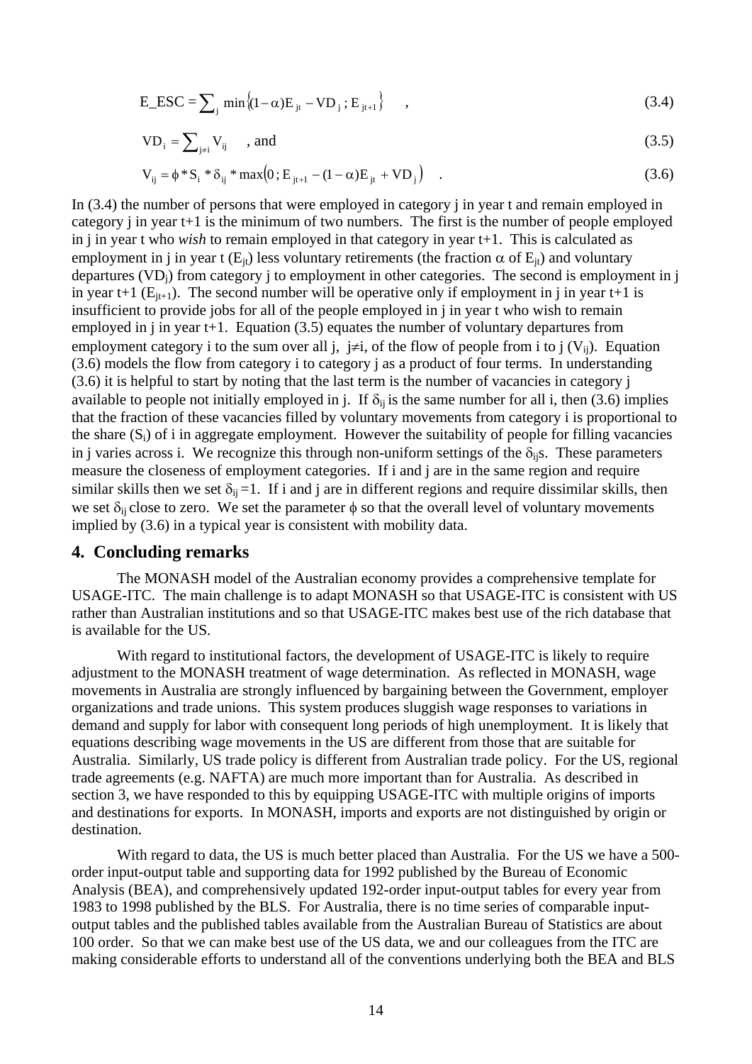$$E\_ESC = \sum_j \min\left\{(1-\alpha)E_{jt} - VD_j \, ; E_{jt+1}\right\} \quad , \tag{3.4}$$

$$VD_i = \sum_{j \neq i} V_{ij} \quad \text{, and} \tag{3.5}$$

$$V_{ij} = \phi * S_i * \delta_{ij} * \max\left(0 \, ; E_{jt+1} - (1-\alpha)E_{jt} + VD_j\right) \quad . \tag{3.6}$$

In (3.4) the number of persons that were employed in category j in year t and remain employed in category j in year t+1 is the minimum of two numbers. The first is the number of people employed in j in year t who *wish* to remain employed in that category in year t+1. This is calculated as employment in j in year t ($E_{jt}$) less voluntary retirements (the fraction $\alpha$ of $E_{jt}$) and voluntary departures ($VD_j$) from category j to employment in other categories. The second is employment in j in year t+1 ($E_{jt+1}$). The second number will be operative only if employment in j in year t+1 is insufficient to provide jobs for all of the people employed in j in year t who wish to remain employed in j in year t+1. Equation (3.5) equates the number of voluntary departures from employment category i to the sum over all j, $j \neq i$, of the flow of people from i to j ($V_{ij}$). Equation (3.6) models the flow from category i to category j as a product of four terms. In understanding (3.6) it is helpful to start by noting that the last term is the number of vacancies in category j available to people not initially employed in j. If $\delta_{ij}$ is the same number for all i, then (3.6) implies that the fraction of these vacancies filled by voluntary movements from category i is proportional to the share ($S_i$) of i in aggregate employment. However the suitability of people for filling vacancies in j varies across i. We recognize this through non-uniform settings of the $\delta_{ij}$s. These parameters measure the closeness of employment categories. If i and j are in the same region and require similar skills then we set $\delta_{ij} = 1$. If i and j are in different regions and require dissimilar skills, then we set $\delta_{ij}$ close to zero. We set the parameter $\phi$ so that the overall level of voluntary movements implied by (3.6) in a typical year is consistent with mobility data.

## 4. Concluding remarks

The MONASH model of the Australian economy provides a comprehensive template for USAGE-ITC. The main challenge is to adapt MONASH so that USAGE-ITC is consistent with US rather than Australian institutions and so that USAGE-ITC makes best use of the rich database that is available for the US.

With regard to institutional factors, the development of USAGE-ITC is likely to require adjustment to the MONASH treatment of wage determination. As reflected in MONASH, wage movements in Australia are strongly influenced by bargaining between the Government, employer organizations and trade unions. This system produces sluggish wage responses to variations in demand and supply for labor with consequent long periods of high unemployment. It is likely that equations describing wage movements in the US are different from those that are suitable for Australia. Similarly, US trade policy is different from Australian trade policy. For the US, regional trade agreements (e.g. NAFTA) are much more important than for Australia. As described in section 3, we have responded to this by equipping USAGE-ITC with multiple origins of imports and destinations for exports. In MONASH, imports and exports are not distinguished by origin or destination.

With regard to data, the US is much better placed than Australia. For the US we have a 500-order input-output table and supporting data for 1992 published by the Bureau of Economic Analysis (BEA), and comprehensively updated 192-order input-output tables for every year from 1983 to 1998 published by the BLS. For Australia, there is no time series of comparable input-output tables and the published tables available from the Australian Bureau of Statistics are about 100 order. So that we can make best use of the US data, we and our colleagues from the ITC are making considerable efforts to understand all of the conventions underlying both the BEA and BLS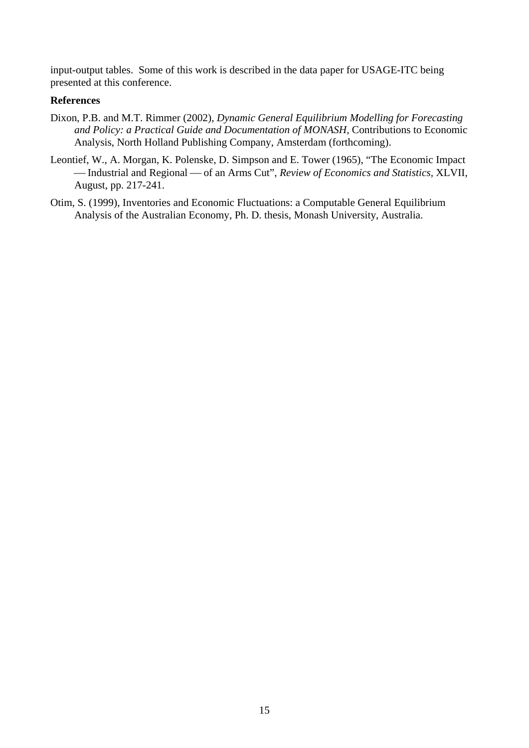input-output tables.  Some of this work is described in the data paper for USAGE-ITC being presented at this conference.

**References**

Dixon, P.B. and M.T. Rimmer (2002), *Dynamic General Equilibrium Modelling for Forecasting and Policy: a Practical Guide and Documentation of MONASH*, Contributions to Economic Analysis, North Holland Publishing Company, Amsterdam (forthcoming).

Leontief, W., A. Morgan, K. Polenske, D. Simpson and E. Tower (1965), "The Economic Impact — Industrial and Regional — of an Arms Cut", *Review of Economics and Statistics*, XLVII, August, pp. 217-241.

Otim, S. (1999), Inventories and Economic Fluctuations: a Computable General Equilibrium Analysis of the Australian Economy, Ph. D. thesis, Monash University, Australia.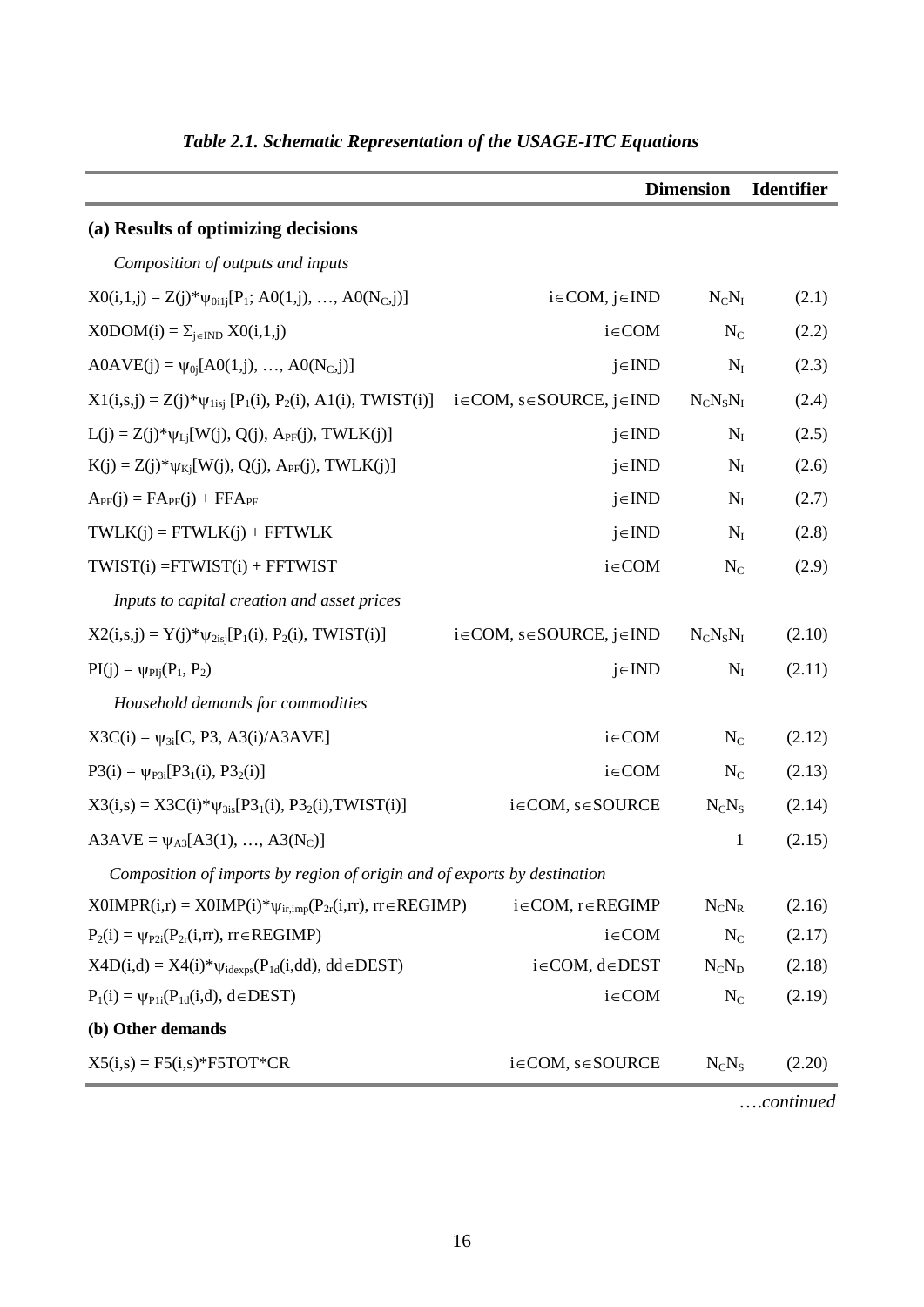*Table 2.1. Schematic Representation of the USAGE-ITC Equations*

| | | Dimension | Identifier |
|---|---|---|---|
| **(a) Results of optimizing decisions** | | | |
| *Composition of outputs and inputs* | | | |
| $X0(i,1,j) = Z(j)*\psi_{0i1j}[P_1; A0(1,j), \ldots, A0(N_C,j)]$ | $i \in COM, j \in IND$ | $N_C N_I$ | (2.1) |
| $X0DOM(i) = \Sigma_{j \in IND}\, X0(i,1,j)$ | $i \in COM$ | $N_C$ | (2.2) |
| $A0AVE(j) = \psi_{0j}[A0(1,j), \ldots, A0(N_C,j)]$ | $j \in IND$ | $N_I$ | (2.3) |
| $X1(i,s,j) = Z(j)*\psi_{1isj}\,[P_1(i), P_2(i), A1(i), TWIST(i)]$ | $i \in COM, s \in SOURCE, j \in IND$ | $N_C N_S N_I$ | (2.4) |
| $L(j) = Z(j)*\psi_{Lj}[W(j), Q(j), A_{PF}(j), TWLK(j)]$ | $j \in IND$ | $N_I$ | (2.5) |
| $K(j) = Z(j)*\psi_{Kj}[W(j), Q(j), A_{PF}(j), TWLK(j)]$ | $j \in IND$ | $N_I$ | (2.6) |
| $A_{PF}(j) = FA_{PF}(j) + FFA_{PF}$ | $j \in IND$ | $N_I$ | (2.7) |
| $TWLK(j) = FTWLK(j) + FFTWLK$ | $j \in IND$ | $N_I$ | (2.8) |
| $TWIST(i) = FTWIST(i) + FFTWIST$ | $i \in COM$ | $N_C$ | (2.9) |
| *Inputs to capital creation and asset prices* | | | |
| $X2(i,s,j) = Y(j)*\psi_{2isj}[P_1(i), P_2(i), TWIST(i)]$ | $i \in COM, s \in SOURCE, j \in IND$ | $N_C N_S N_I$ | (2.10) |
| $PI(j) = \psi_{PIj}(P_1, P_2)$ | $j \in IND$ | $N_I$ | (2.11) |
| *Household demands for commodities* | | | |
| $X3C(i) = \psi_{3i}[C, P3, A3(i)/A3AVE]$ | $i \in COM$ | $N_C$ | (2.12) |
| $P3(i) = \psi_{P3i}[P3_1(i), P3_2(i)]$ | $i \in COM$ | $N_C$ | (2.13) |
| $X3(i,s) = X3C(i)*\psi_{3is}[P3_1(i), P3_2(i), TWIST(i)]$ | $i \in COM, s \in SOURCE$ | $N_C N_S$ | (2.14) |
| $A3AVE = \psi_{A3}[A3(1), \ldots, A3(N_C)]$ | | 1 | (2.15) |
| *Composition of imports by region of origin and of exports by destination* | | | |
| $X0IMPR(i,r) = X0IMP(i)*\psi_{ir,imp}(P_{2r}(i,rr), rr \in REGIMP)$ | $i \in COM, r \in REGIMP$ | $N_C N_R$ | (2.16) |
| $P_2(i) = \psi_{P2i}(P_{2r}(i,rr), rr \in REGIMP)$ | $i \in COM$ | $N_C$ | (2.17) |
| $X4D(i,d) = X4(i)*\psi_{idexps}(P_{1d}(i,dd), dd \in DEST)$ | $i \in COM, d \in DEST$ | $N_C N_D$ | (2.18) |
| $P_1(i) = \psi_{P1i}(P_{1d}(i,d), d \in DEST)$ | $i \in COM$ | $N_C$ | (2.19) |
| **(b) Other demands** | | | |
| $X5(i,s) = F5(i,s)*F5TOT*CR$ | $i \in COM, s \in SOURCE$ | $N_C N_S$ | (2.20) |

*….continued*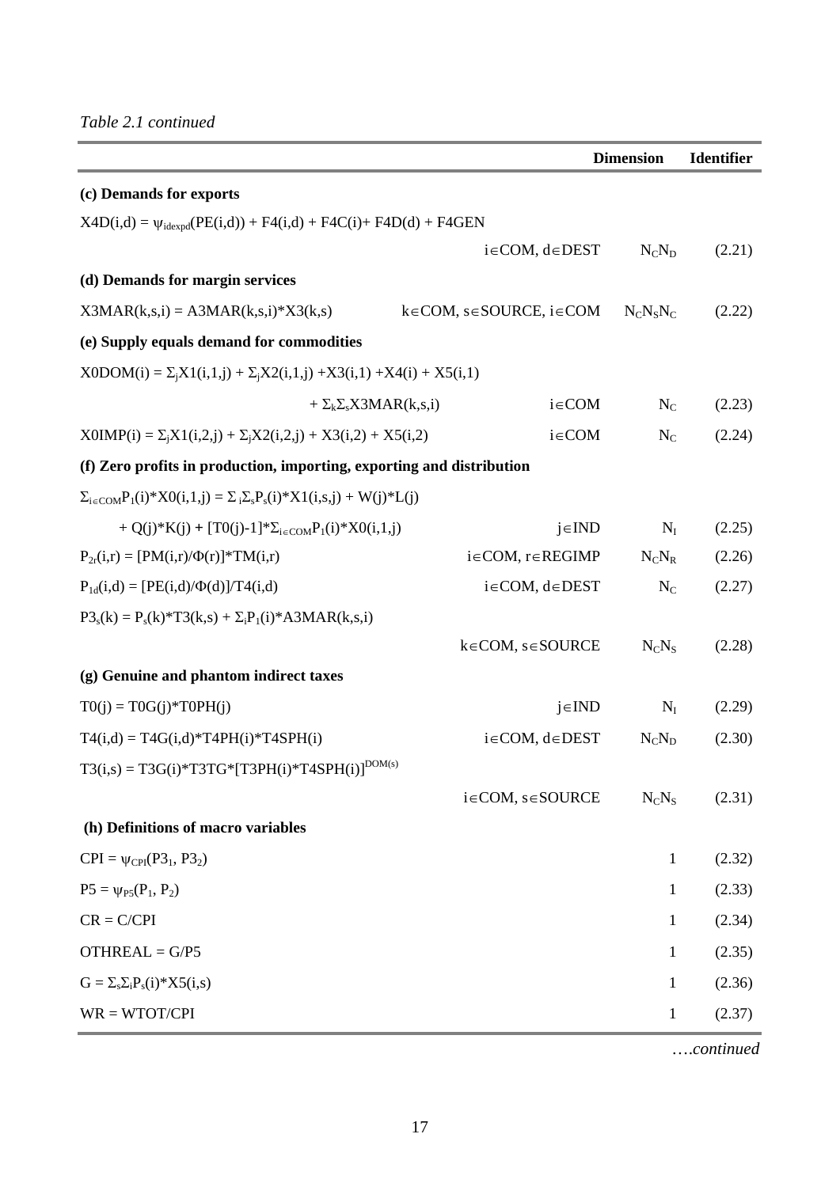*Table 2.1 continued*

| | | Dimension | Identifier |
|---|---|---|---|
| **(c) Demands for exports** | | | |
| $X4D(i,d) = \psi_{idexpd}(PE(i,d)) + F4(i,d) + F4C(i) + F4D(d) + F4GEN$ | | | |
| | $i \in COM,\ d \in DEST$ | $N_C N_D$ | (2.21) |
| **(d) Demands for margin services** | | | |
| $X3MAR(k,s,i) = A3MAR(k,s,i)*X3(k,s)$ | $k \in COM,\ s \in SOURCE,\ i \in COM$ | $N_C N_S N_C$ | (2.22) |
| **(e) Supply equals demand for commodities** | | | |
| $X0DOM(i) = \Sigma_j X1(i,1,j) + \Sigma_j X2(i,1,j) + X3(i,1) + X4(i) + X5(i,1)$ | | | |
| $+ \Sigma_k \Sigma_s X3MAR(k,s,i)$ | $i \in COM$ | $N_C$ | (2.23) |
| $X0IMP(i) = \Sigma_j X1(i,2,j) + \Sigma_j X2(i,2,j) + X3(i,2) + X5(i,2)$ | $i \in COM$ | $N_C$ | (2.24) |
| **(f) Zero profits in production, importing, exporting and distribution** | | | |
| $\Sigma_{i \in COM} P_1(i)*X0(i,1,j) = \Sigma_i \Sigma_s P_s(i)*X1(i,s,j) + W(j)*L(j)$ | | | |
| $+ Q(j)*K(j) + [T0(j)-1]*\Sigma_{i \in COM} P_1(i)*X0(i,1,j)$ | $j \in IND$ | $N_I$ | (2.25) |
| $P_{2r}(i,r) = [PM(i,r)/\Phi(r)]*TM(i,r)$ | $i \in COM,\ r \in REGIMP$ | $N_C N_R$ | (2.26) |
| $P_{1d}(i,d) = [PE(i,d)/\Phi(d)]/T4(i,d)$ | $i \in COM,\ d \in DEST$ | $N_C$ | (2.27) |
| $P3_s(k) = P_s(k)*T3(k,s) + \Sigma_i P_1(i)*A3MAR(k,s,i)$ | | | |
| | $k \in COM,\ s \in SOURCE$ | $N_C N_S$ | (2.28) |
| **(g) Genuine and phantom indirect taxes** | | | |
| $T0(j) = T0G(j)*T0PH(j)$ | $j \in IND$ | $N_I$ | (2.29) |
| $T4(i,d) = T4G(i,d)*T4PH(i)*T4SPH(i)$ | $i \in COM,\ d \in DEST$ | $N_C N_D$ | (2.30) |
| $T3(i,s) = T3G(i)*T3TG*[T3PH(i)*T4SPH(i)]^{DOM(s)}$ | | | |
| | $i \in COM,\ s \in SOURCE$ | $N_C N_S$ | (2.31) |
| **(h) Definitions of macro variables** | | | |
| $CPI = \psi_{CPI}(P3_1, P3_2)$ | | 1 | (2.32) |
| $P5 = \psi_{P5}(P_1, P_2)$ | | 1 | (2.33) |
| $CR = C/CPI$ | | 1 | (2.34) |
| $OTHREAL = G/P5$ | | 1 | (2.35) |
| $G = \Sigma_s \Sigma_i P_s(i)*X5(i,s)$ | | 1 | (2.36) |
| $WR = WTOT/CPI$ | | 1 | (2.37) |

*….continued*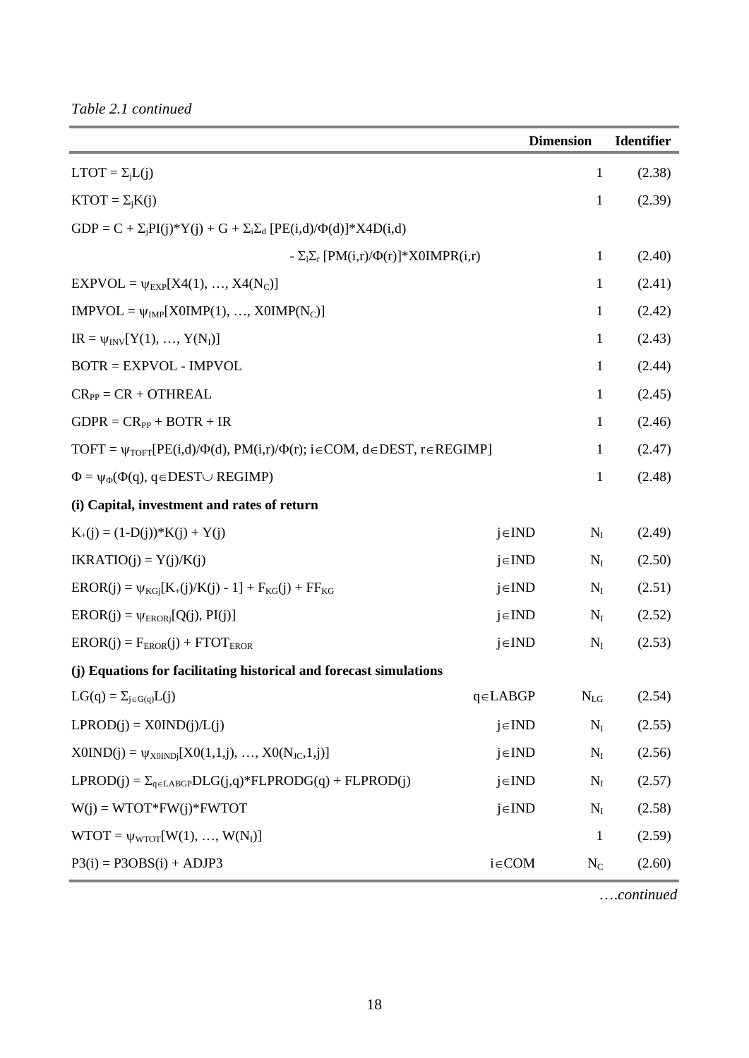*Table 2.1 continued*

| | | Dimension | Identifier |
|---|---|---|---|
| $LTOT = \Sigma_j L(j)$ | | 1 | (2.38) |
| $KTOT = \Sigma_j K(j)$ | | 1 | (2.39) |
| $GDP = C + \Sigma_j PI(j)*Y(j) + G + \Sigma_i \Sigma_d [PE(i,d)/\Phi(d)]*X4D(i,d)$ $- \Sigma_i \Sigma_r [PM(i,r)/\Phi(r)]*X0IMPR(i,r)$ | | 1 | (2.40) |
| $EXPVOL = \psi_{EXP}[X4(1), \ldots, X4(N_C)]$ | | 1 | (2.41) |
| $IMPVOL = \psi_{IMP}[X0IMP(1), \ldots, X0IMP(N_C)]$ | | 1 | (2.42) |
| $IR = \psi_{INV}[Y(1), \ldots, Y(N_I)]$ | | 1 | (2.43) |
| $BOTR = EXPVOL - IMPVOL$ | | 1 | (2.44) |
| $CR_{PP} = CR + OTHREAL$ | | 1 | (2.45) |
| $GDPR = CR_{PP} + BOTR + IR$ | | 1 | (2.46) |
| $TOFT = \psi_{TOFT}[PE(i,d)/\Phi(d), PM(i,r)/\Phi(r); i \in COM, d \in DEST, r \in REGIMP]$ | | 1 | (2.47) |
| $\Phi = \psi_{\Phi}(\Phi(q), q \in DEST \cup REGIMP)$ | | 1 | (2.48) |
| **(i) Capital, investment and rates of return** | | | |
| $K_+(j) = (1-D(j))*K(j) + Y(j)$ | $j \in IND$ | $N_I$ | (2.49) |
| $IKRATIO(j) = Y(j)/K(j)$ | $j \in IND$ | $N_I$ | (2.50) |
| $EROR(j) = \psi_{KGj}[K_+(j)/K(j) - 1] + F_{KG}(j) + FF_{KG}$ | $j \in IND$ | $N_I$ | (2.51) |
| $EROR(j) = \psi_{ERORj}[Q(j), PI(j)]$ | $j \in IND$ | $N_I$ | (2.52) |
| $EROR(j) = F_{EROR}(j) + FTOT_{EROR}$ | $j \in IND$ | $N_I$ | (2.53) |
| **(j) Equations for facilitating historical and forecast simulations** | | | |
| $LG(q) = \Sigma_{j \in G(q)} L(j)$ | $q \in LABGP$ | $N_{LG}$ | (2.54) |
| $LPROD(j) = X0IND(j)/L(j)$ | $j \in IND$ | $N_I$ | (2.55) |
| $X0IND(j) = \psi_{X0INDj}[X0(1,1,j), \ldots, X0(N_{JC},1,j)]$ | $j \in IND$ | $N_I$ | (2.56) |
| $LPROD(j) = \Sigma_{q \in LABGP} DLG(j,q)*FLPRODG(q) + FLPROD(j)$ | $j \in IND$ | $N_I$ | (2.57) |
| $W(j) = WTOT*FW(j)*FWTOT$ | $j \in IND$ | $N_I$ | (2.58) |
| $WTOT = \psi_{WTOT}[W(1), \ldots, W(N_I)]$ | | 1 | (2.59) |
| $P3(i) = P3OBS(i) + ADJP3$ | $i \in COM$ | $N_C$ | (2.60) |

*….continued*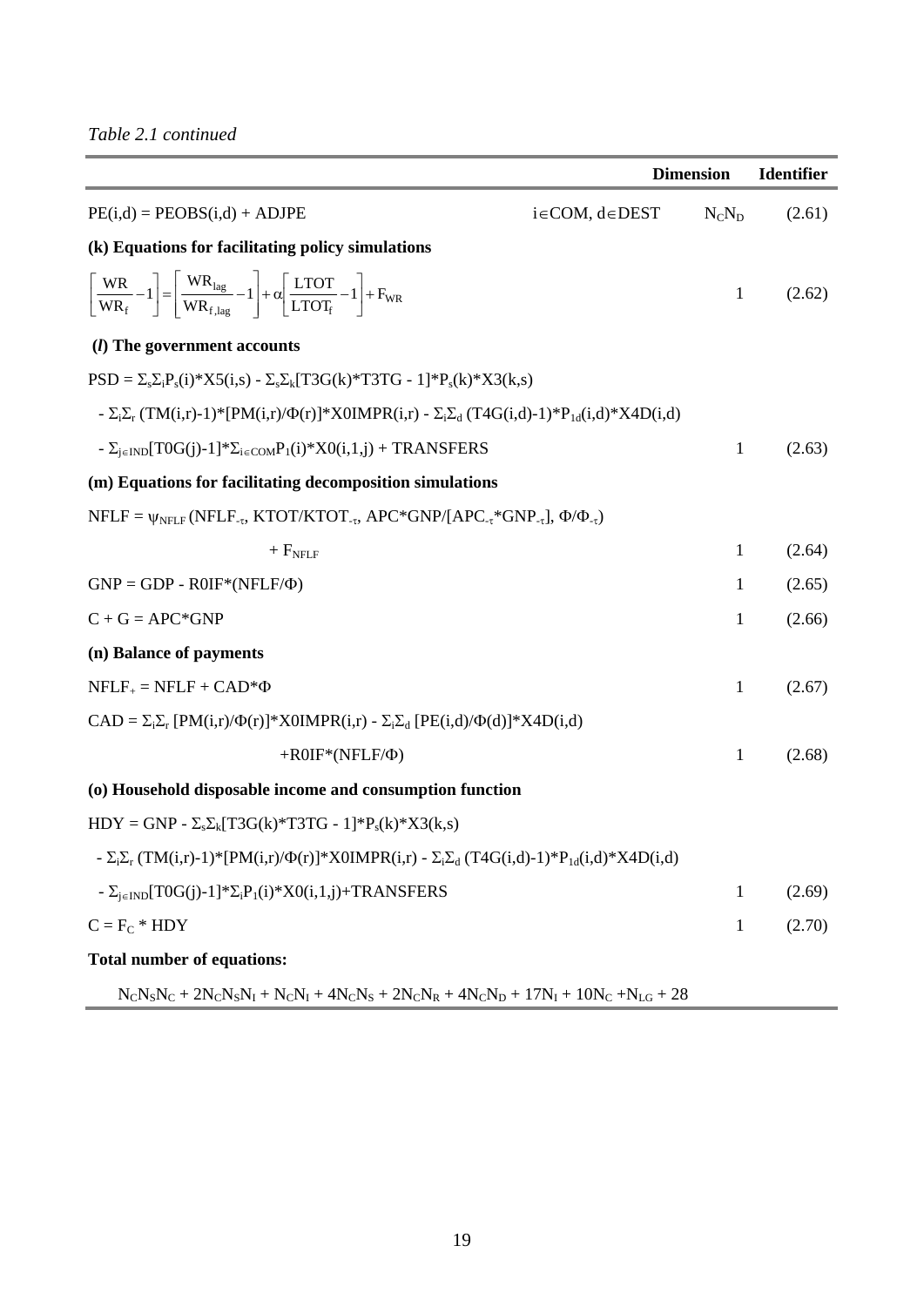*Table 2.1 continued*

| | | Dimension | Identifier |
|---|---|---|---|
| $PE(i,d) = PEOBS(i,d) + ADJPE$ | $i \in COM$, $d \in DEST$ | $N_C N_D$ | (2.61) |
| **(k) Equations for facilitating policy simulations** | | | |
| $\left[\dfrac{WR}{WR_f} - 1\right] = \left[\dfrac{WR_{lag}}{WR_{f,lag}} - 1\right] + \alpha\left[\dfrac{LTOT}{LTOT_f} - 1\right] + F_{WR}$ | | 1 | (2.62) |
| **(*l*) The government accounts** | | | |
| $PSD = \Sigma_s \Sigma_i P_s(i)*X5(i,s) - \Sigma_s \Sigma_k [T3G(k)*T3TG - 1]*P_s(k)*X3(k,s)$ | | | |
| $- \Sigma_i \Sigma_r (TM(i,r)-1)*[PM(i,r)/\Phi(r)]*X0IMPR(i,r) - \Sigma_i \Sigma_d (T4G(i,d)-1)*P_{1d}(i,d)*X4D(i,d)$ | | | |
| $- \Sigma_{j \in IND}[T0G(j)-1]*\Sigma_{i \in COM} P_1(i)*X0(i,1,j) + TRANSFERS$ | | 1 | (2.63) |
| **(m) Equations for facilitating decomposition simulations** | | | |
| $NFLF = \psi_{NFLF}(NFLF_{-\tau}, KTOT/KTOT_{-\tau}, APC*GNP/[APC_{-\tau}*GNP_{-\tau}], \Phi/\Phi_{-\tau})$ | | | |
| $+ F_{NFLF}$ | | 1 | (2.64) |
| $GNP = GDP - R0IF*(NFLF/\Phi)$ | | 1 | (2.65) |
| $C + G = APC*GNP$ | | 1 | (2.66) |
| **(n) Balance of payments** | | | |
| $NFLF_{+} = NFLF + CAD*\Phi$ | | 1 | (2.67) |
| $CAD = \Sigma_i \Sigma_r [PM(i,r)/\Phi(r)]*X0IMPR(i,r) - \Sigma_i \Sigma_d [PE(i,d)/\Phi(d)]*X4D(i,d)$ | | | |
| $+R0IF*(NFLF/\Phi)$ | | 1 | (2.68) |
| **(o) Household disposable income and consumption function** | | | |
| $HDY = GNP - \Sigma_s \Sigma_k [T3G(k)*T3TG - 1]*P_s(k)*X3(k,s)$ | | | |
| $- \Sigma_i \Sigma_r (TM(i,r)-1)*[PM(i,r)/\Phi(r)]*X0IMPR(i,r) - \Sigma_i \Sigma_d (T4G(i,d)-1)*P_{1d}(i,d)*X4D(i,d)$ | | | |
| $- \Sigma_{j \in IND}[T0G(j)-1]*\Sigma_i P_1(i)*X0(i,1,j)+TRANSFERS$ | | 1 | (2.69) |
| $C = F_C * HDY$ | | 1 | (2.70) |
| **Total number of equations:** | | | |
| $N_C N_S N_C + 2N_C N_S N_I + N_C N_I + 4N_C N_S + 2N_C N_R + 4N_C N_D + 17N_I + 10N_C + N_{LG} + 28$ | | | |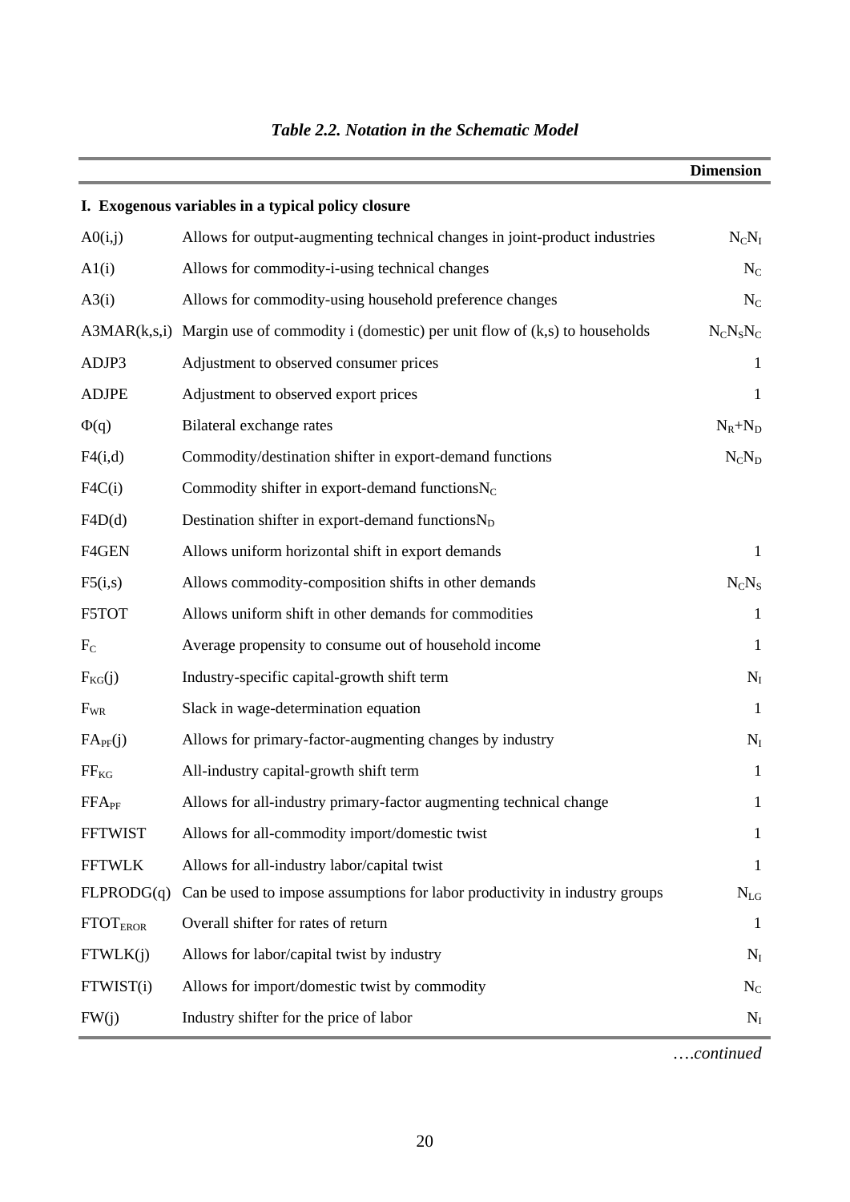### *Table 2.2. Notation in the Schematic Model*

| | | Dimension |
|---|---|---|
| **I. Exogenous variables in a typical policy closure** | | |
| A0(i,j) | Allows for output-augmenting technical changes in joint-product industries | $N_C N_I$ |
| A1(i) | Allows for commodity-i-using technical changes | $N_C$ |
| A3(i) | Allows for commodity-using household preference changes | $N_C$ |
| A3MAR(k,s,i) | Margin use of commodity i (domestic) per unit flow of (k,s) to households | $N_C N_S N_C$ |
| ADJP3 | Adjustment to observed consumer prices | 1 |
| ADJPE | Adjustment to observed export prices | 1 |
| $\Phi$(q) | Bilateral exchange rates | $N_R+N_D$ |
| F4(i,d) | Commodity/destination shifter in export-demand functions | $N_C N_D$ |
| F4C(i) | Commodity shifter in export-demand functions$N_C$ | |
| F4D(d) | Destination shifter in export-demand functions$N_D$ | |
| F4GEN | Allows uniform horizontal shift in export demands | 1 |
| F5(i,s) | Allows commodity-composition shifts in other demands | $N_C N_S$ |
| F5TOT | Allows uniform shift in other demands for commodities | 1 |
| $F_C$ | Average propensity to consume out of household income | 1 |
| $F_{KG}$(j) | Industry-specific capital-growth shift term | $N_I$ |
| $F_{WR}$ | Slack in wage-determination equation | 1 |
| $FA_{PF}$(j) | Allows for primary-factor-augmenting changes by industry | $N_I$ |
| $FF_{KG}$ | All-industry capital-growth shift term | 1 |
| $FFA_{PF}$ | Allows for all-industry primary-factor augmenting technical change | 1 |
| FFTWIST | Allows for all-commodity import/domestic twist | 1 |
| FFTWLK | Allows for all-industry labor/capital twist | 1 |
| FLPRODG(q) | Can be used to impose assumptions for labor productivity in industry groups | $N_{LG}$ |
| $FTOT_{EROR}$ | Overall shifter for rates of return | 1 |
| FTWLK(j) | Allows for labor/capital twist by industry | $N_I$ |
| FTWIST(i) | Allows for import/domestic twist by commodity | $N_C$ |
| FW(j) | Industry shifter for the price of labor | $N_I$ |

*….continued*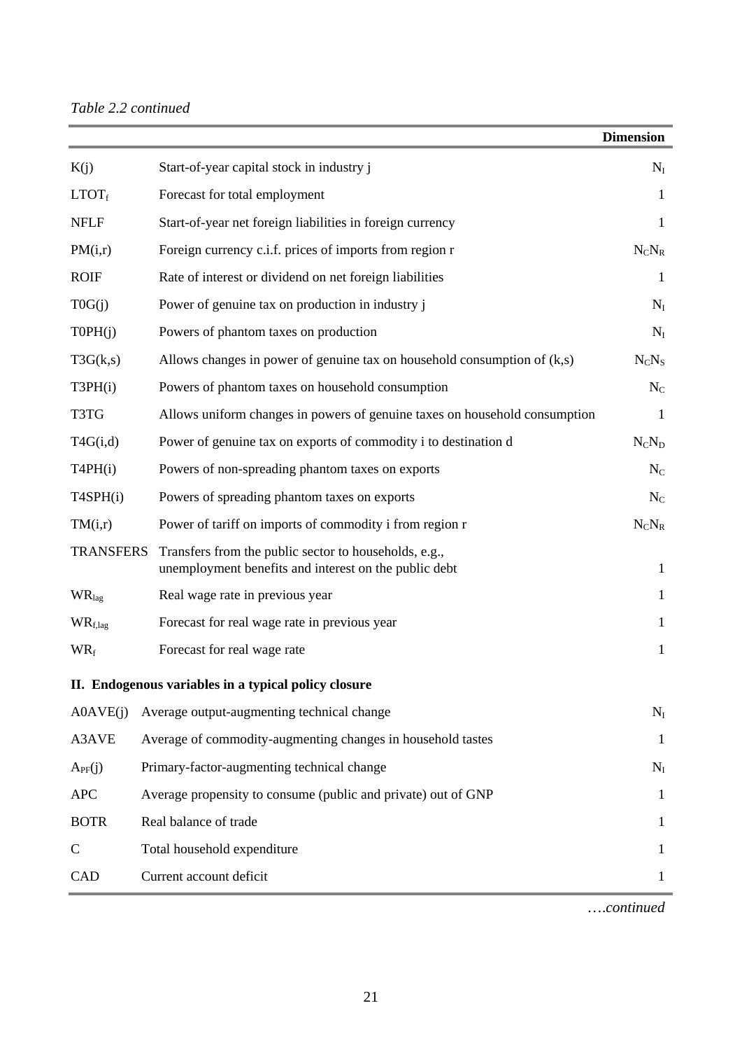*Table 2.2 continued*

| | | Dimension |
|---|---|---|
| K(j) | Start-of-year capital stock in industry j | $N_I$ |
| $LTOT_f$ | Forecast for total employment | 1 |
| NFLF | Start-of-year net foreign liabilities in foreign currency | 1 |
| PM(i,r) | Foreign currency c.i.f. prices of imports from region r | $N_C N_R$ |
| ROIF | Rate of interest or dividend on net foreign liabilities | 1 |
| T0G(j) | Power of genuine tax on production in industry j | $N_I$ |
| T0PH(j) | Powers of phantom taxes on production | $N_I$ |
| T3G(k,s) | Allows changes in power of genuine tax on household consumption of (k,s) | $N_C N_S$ |
| T3PH(i) | Powers of phantom taxes on household consumption | $N_C$ |
| T3TG | Allows uniform changes in powers of genuine taxes on household consumption | 1 |
| T4G(i,d) | Power of genuine tax on exports of commodity i to destination d | $N_C N_D$ |
| T4PH(i) | Powers of non-spreading phantom taxes on exports | $N_C$ |
| T4SPH(i) | Powers of spreading phantom taxes on exports | $N_C$ |
| TM(i,r) | Power of tariff on imports of commodity i from region r | $N_C N_R$ |
| TRANSFERS | Transfers from the public sector to households, e.g., unemployment benefits and interest on the public debt | 1 |
| $WR_{lag}$ | Real wage rate in previous year | 1 |
| $WR_{f,lag}$ | Forecast for real wage rate in previous year | 1 |
| $WR_f$ | Forecast for real wage rate | 1 |
| **II. Endogenous variables in a typical policy closure** | | |
| A0AVE(j) | Average output-augmenting technical change | $N_I$ |
| A3AVE | Average of commodity-augmenting changes in household tastes | 1 |
| $A_{PF}(j)$ | Primary-factor-augmenting technical change | $N_I$ |
| APC | Average propensity to consume (public and private) out of GNP | 1 |
| BOTR | Real balance of trade | 1 |
| C | Total household expenditure | 1 |
| CAD | Current account deficit | 1 |

*….continued*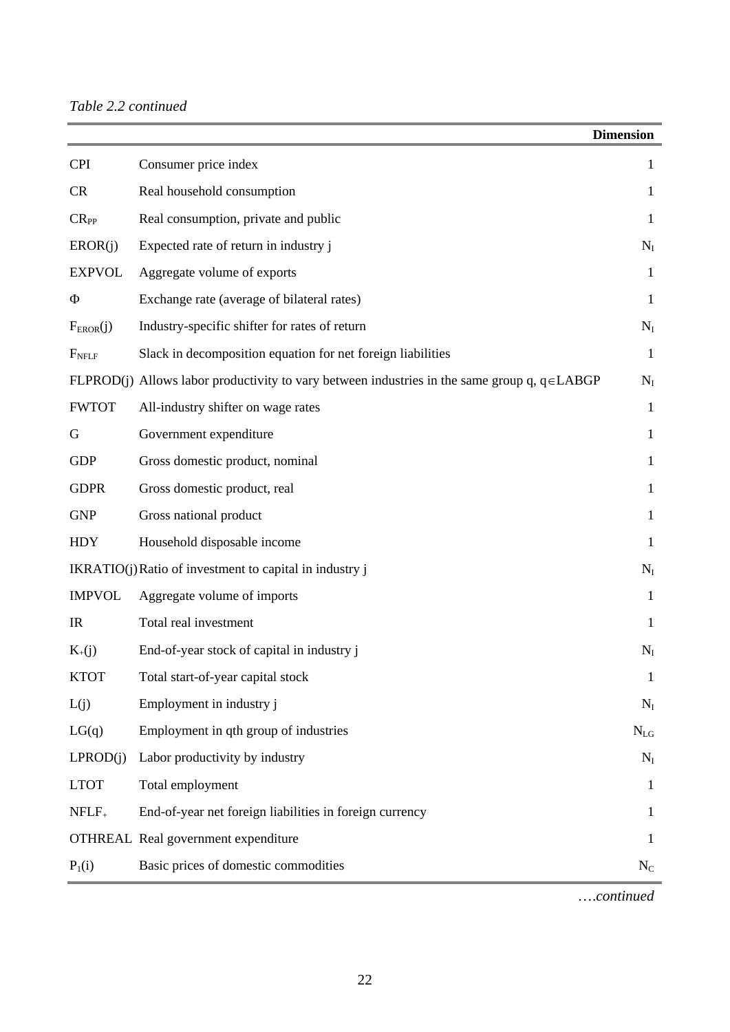*Table 2.2 continued*

| | | Dimension |
|---|---|---|
| CPI | Consumer price index | 1 |
| CR | Real household consumption | 1 |
| $CR_{PP}$ | Real consumption, private and public | 1 |
| EROR(j) | Expected rate of return in industry j | $N_I$ |
| EXPVOL | Aggregate volume of exports | 1 |
| $\Phi$ | Exchange rate (average of bilateral rates) | 1 |
| $F_{EROR}(j)$ | Industry-specific shifter for rates of return | $N_I$ |
| $F_{NFLF}$ | Slack in decomposition equation for net foreign liabilities | 1 |
| FLPROD(j) | Allows labor productivity to vary between industries in the same group q, $q \in LABGP$ | $N_I$ |
| FWTOT | All-industry shifter on wage rates | 1 |
| G | Government expenditure | 1 |
| GDP | Gross domestic product, nominal | 1 |
| GDPR | Gross domestic product, real | 1 |
| GNP | Gross national product | 1 |
| HDY | Household disposable income | 1 |
| IKRATIO(j) | Ratio of investment to capital in industry j | $N_I$ |
| IMPVOL | Aggregate volume of imports | 1 |
| IR | Total real investment | 1 |
| $K_{+}(j)$ | End-of-year stock of capital in industry j | $N_I$ |
| KTOT | Total start-of-year capital stock | 1 |
| L(j) | Employment in industry j | $N_I$ |
| LG(q) | Employment in qth group of industries | $N_{LG}$ |
| LPROD(j) | Labor productivity by industry | $N_I$ |
| LTOT | Total employment | 1 |
| $NFLF_{+}$ | End-of-year net foreign liabilities in foreign currency | 1 |
| OTHREAL | Real government expenditure | 1 |
| $P_1(i)$ | Basic prices of domestic commodities | $N_C$ |

*….continued*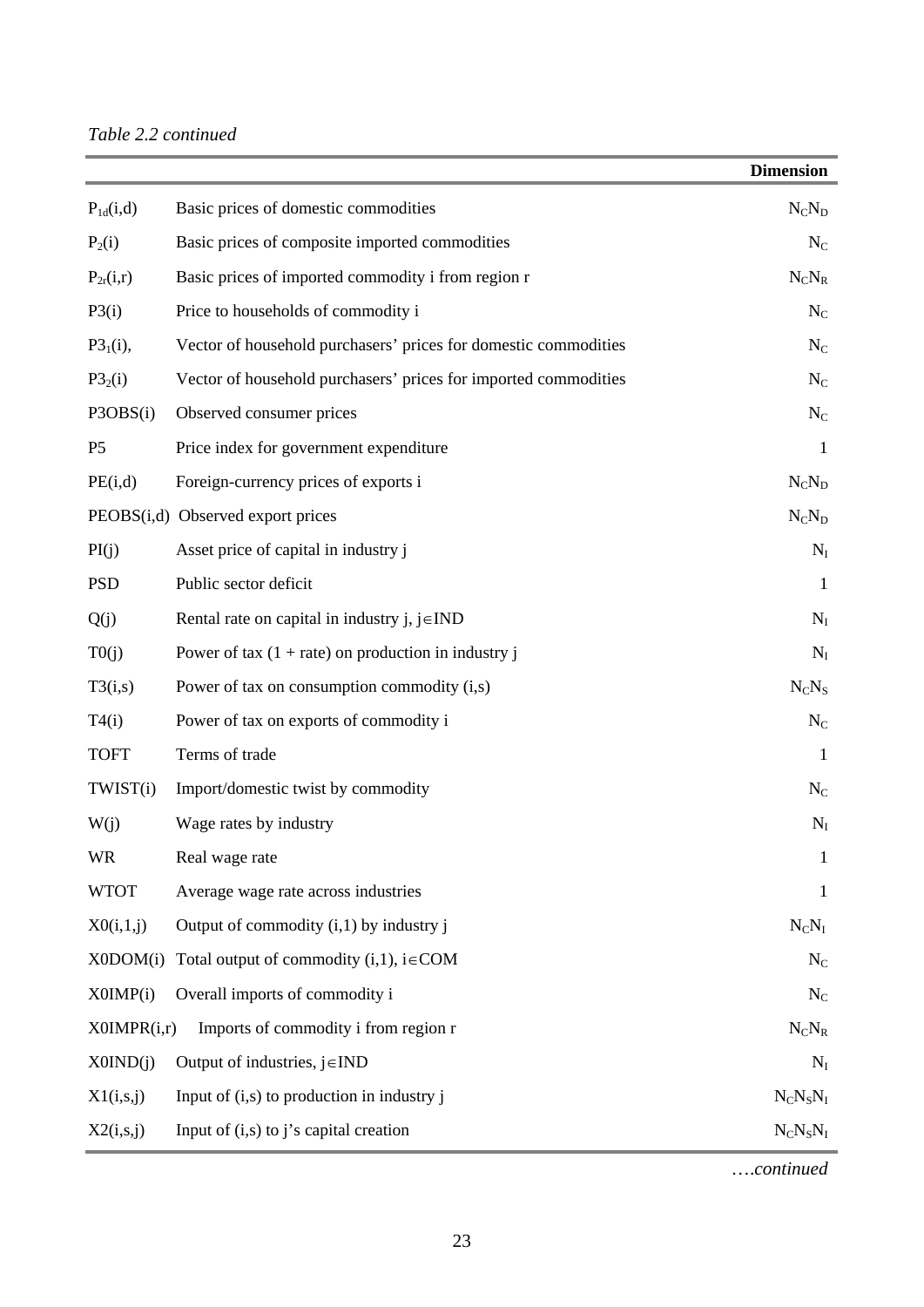*Table 2.2 continued*

| | | Dimension |
|---|---|---|
| $P_{1d}(i,d)$ | Basic prices of domestic commodities | $N_C N_D$ |
| $P_2(i)$ | Basic prices of composite imported commodities | $N_C$ |
| $P_{2r}(i,r)$ | Basic prices of imported commodity i from region r | $N_C N_R$ |
| P3(i) | Price to households of commodity i | $N_C$ |
| $P3_1(i)$, | Vector of household purchasers' prices for domestic commodities | $N_C$ |
| $P3_2(i)$ | Vector of household purchasers' prices for imported commodities | $N_C$ |
| P3OBS(i) | Observed consumer prices | $N_C$ |
| P5 | Price index for government expenditure | 1 |
| PE(i,d) | Foreign-currency prices of exports i | $N_C N_D$ |
| PEOBS(i,d) | Observed export prices | $N_C N_D$ |
| PI(j) | Asset price of capital in industry j | $N_I$ |
| PSD | Public sector deficit | 1 |
| Q(j) | Rental rate on capital in industry j, $j \in IND$ | $N_I$ |
| T0(j) | Power of tax (1 + rate) on production in industry j | $N_I$ |
| T3(i,s) | Power of tax on consumption commodity (i,s) | $N_C N_S$ |
| T4(i) | Power of tax on exports of commodity i | $N_C$ |
| TOFT | Terms of trade | 1 |
| TWIST(i) | Import/domestic twist by commodity | $N_C$ |
| W(j) | Wage rates by industry | $N_I$ |
| WR | Real wage rate | 1 |
| WTOT | Average wage rate across industries | 1 |
| X0(i,1,j) | Output of commodity (i,1) by industry j | $N_C N_I$ |
| X0DOM(i) | Total output of commodity (i,1), $i \in COM$ | $N_C$ |
| X0IMP(i) | Overall imports of commodity i | $N_C$ |
| X0IMPR(i,r) | Imports of commodity i from region r | $N_C N_R$ |
| X0IND(j) | Output of industries, $j \in IND$ | $N_I$ |
| X1(i,s,j) | Input of (i,s) to production in industry j | $N_C N_S N_I$ |
| X2(i,s,j) | Input of (i,s) to j's capital creation | $N_C N_S N_I$ |

*….continued*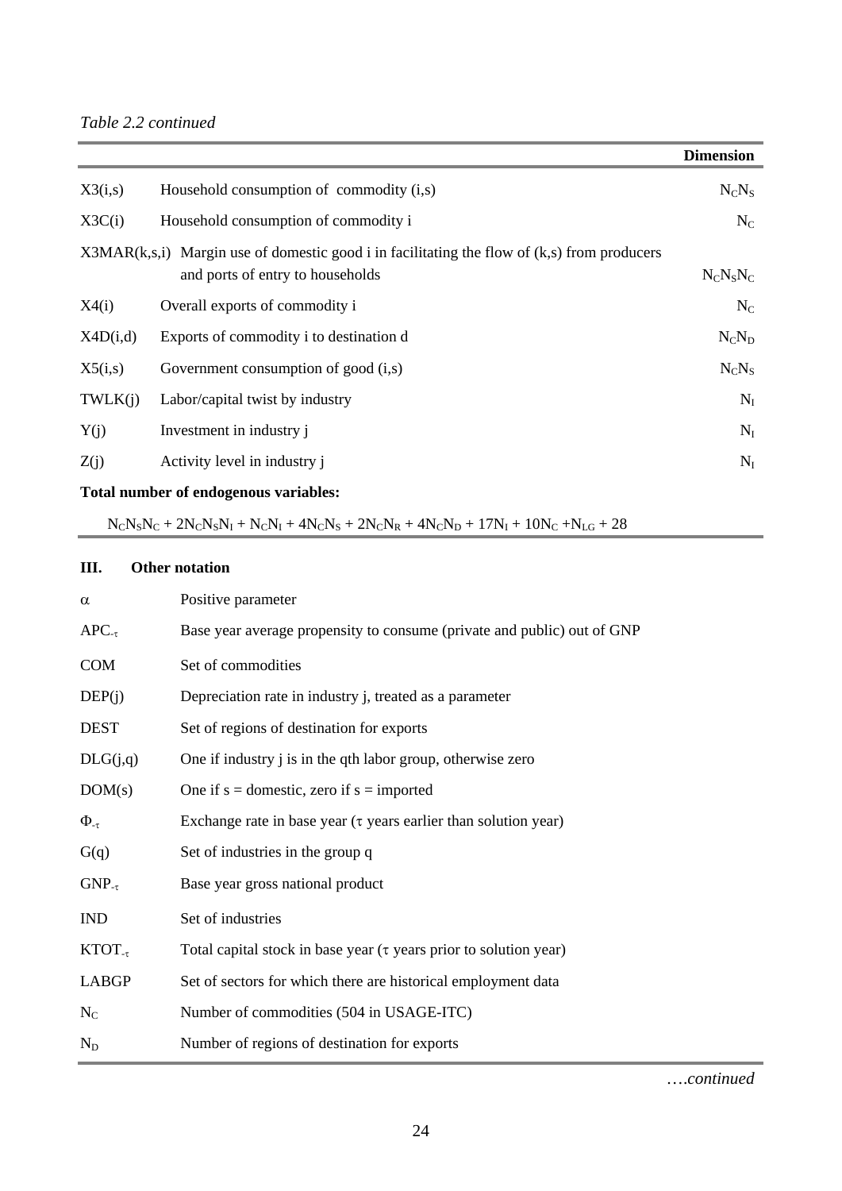*Table 2.2 continued*

| | | Dimension |
|---|---|---|
| X3(i,s) | Household consumption of commodity (i,s) | $N_C N_S$ |
| X3C(i) | Household consumption of commodity i | $N_C$ |
| X3MAR(k,s,i) | Margin use of domestic good i in facilitating the flow of (k,s) from producers and ports of entry to households | $N_C N_S N_C$ |
| X4(i) | Overall exports of commodity i | $N_C$ |
| X4D(i,d) | Exports of commodity i to destination d | $N_C N_D$ |
| X5(i,s) | Government consumption of good (i,s) | $N_C N_S$ |
| TWLK(j) | Labor/capital twist by industry | $N_I$ |
| Y(j) | Investment in industry j | $N_I$ |
| Z(j) | Activity level in industry j | $N_I$ |

**Total number of endogenous variables:**

$N_C N_S N_C + 2N_C N_S N_I + N_C N_I + 4N_C N_S + 2N_C N_R + 4N_C N_D + 17N_I + 10N_C + N_{LG} + 28$

## III. Other notation

| | |
|---|---|
| $\alpha$ | Positive parameter |
| $APC_{-\tau}$ | Base year average propensity to consume (private and public) out of GNP |
| COM | Set of commodities |
| DEP(j) | Depreciation rate in industry j, treated as a parameter |
| DEST | Set of regions of destination for exports |
| DLG(j,q) | One if industry j is in the qth labor group, otherwise zero |
| DOM(s) | One if s = domestic, zero if s = imported |
| $\Phi_{-\tau}$ | Exchange rate in base year ($\tau$ years earlier than solution year) |
| G(q) | Set of industries in the group q |
| $GNP_{-\tau}$ | Base year gross national product |
| IND | Set of industries |
| $KTOT_{-\tau}$ | Total capital stock in base year ($\tau$ years prior to solution year) |
| LABGP | Set of sectors for which there are historical employment data |
| $N_C$ | Number of commodities (504 in USAGE-ITC) |
| $N_D$ | Number of regions of destination for exports |

*….continued*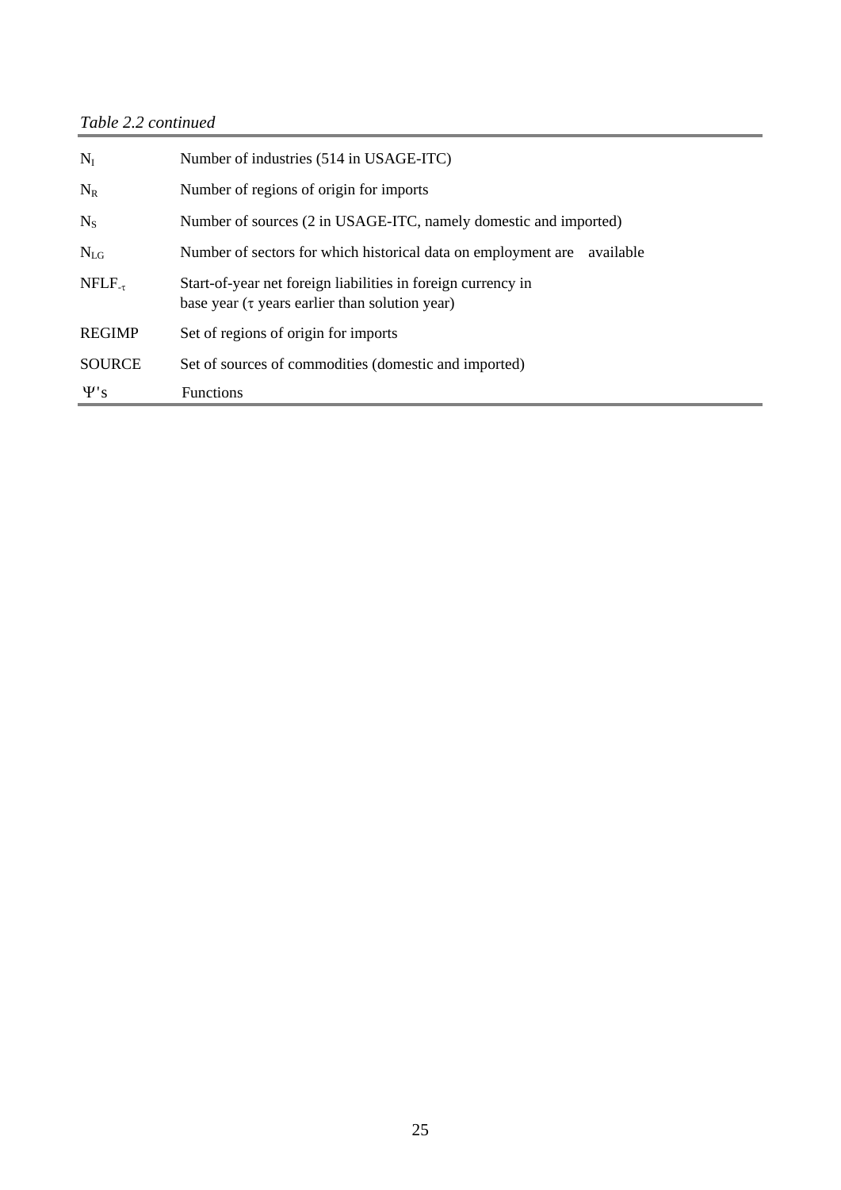*Table 2.2 continued*

| | |
|---|---|
| $N_I$ | Number of industries (514 in USAGE-ITC) |
| $N_R$ | Number of regions of origin for imports |
| $N_S$ | Number of sources (2 in USAGE-ITC, namely domestic and imported) |
| $N_{LG}$ | Number of sectors for which historical data on employment are available |
| $NFLF_{-\tau}$ | Start-of-year net foreign liabilities in foreign currency in base year ($\tau$ years earlier than solution year) |
| REGIMP | Set of regions of origin for imports |
| SOURCE | Set of sources of commodities (domestic and imported) |
| $\Psi$'s | Functions |